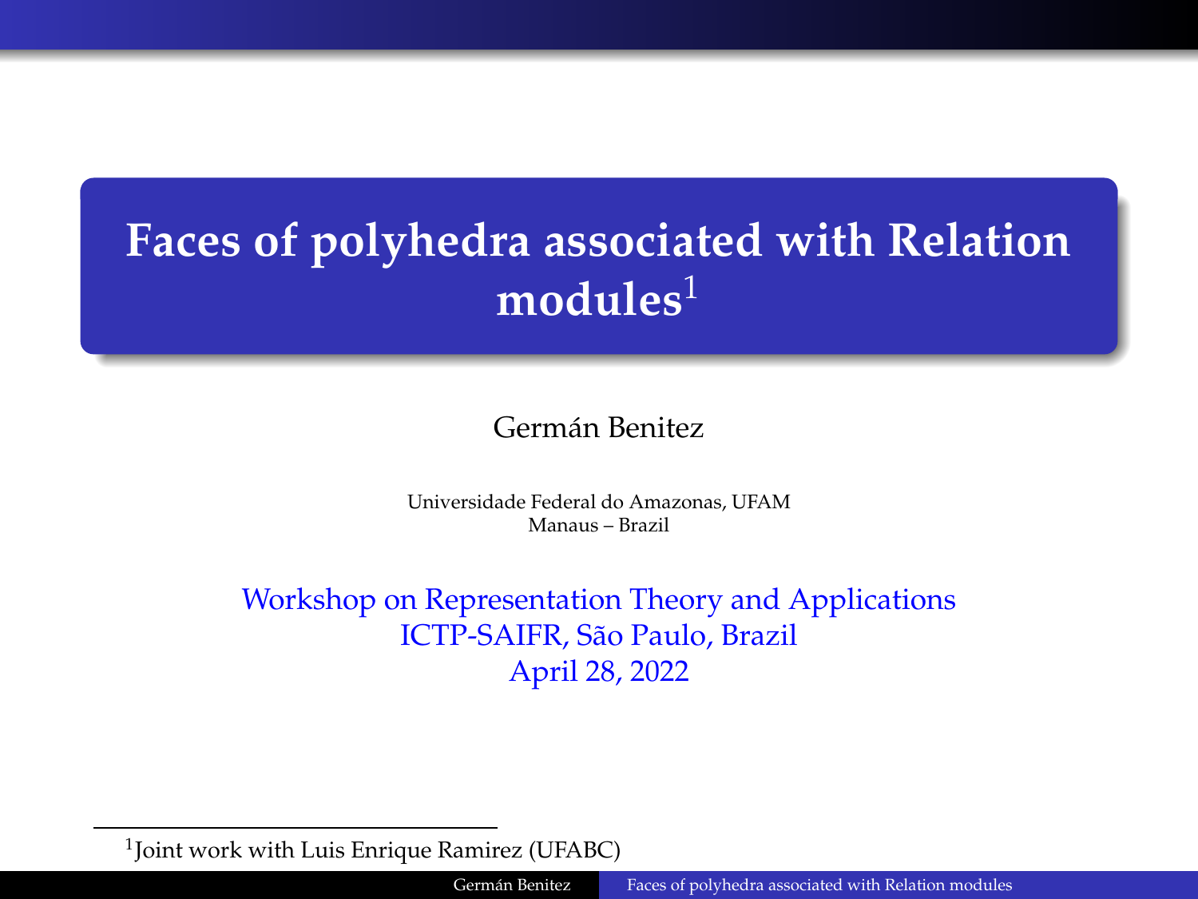# Faces of polyhedra associated with Relation modules[1]

Germán Benitez

Universidade Federal do Amazonas, UFAM
Manaus – Brazil

Workshop on Representation Theory and Applications
ICTP-SAIFR, São Paulo, Brazil
April 28, 2022

[1] Joint work with Luis Enrique Ramirez (UFABC)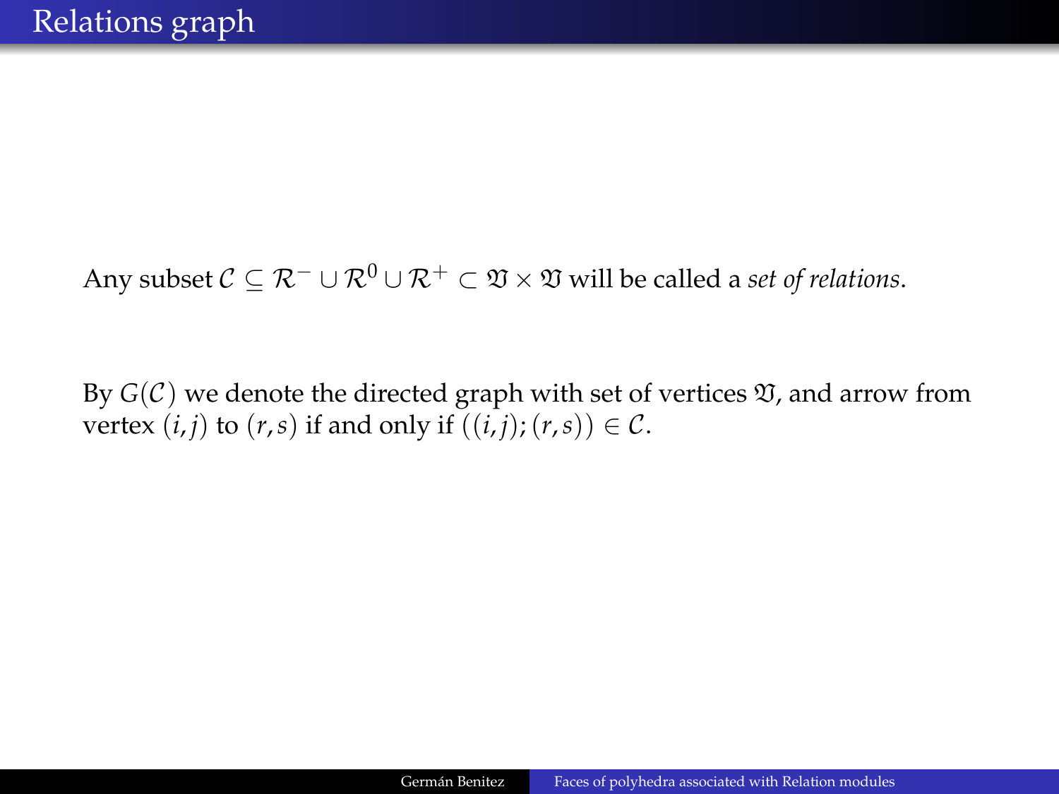# Relations graph

Any subset $\mathcal{C} \subseteq \mathcal{R}^{-} \cup \mathcal{R}^{0} \cup \mathcal{R}^{+} \subset \mathfrak{V} \times \mathfrak{V}$ will be called a *set of relations*.

By $G(\mathcal{C})$ we denote the directed graph with set of vertices $\mathfrak{V}$, and arrow from vertex $(i,j)$ to $(r,s)$ if and only if $((i,j);(r,s)) \in \mathcal{C}$.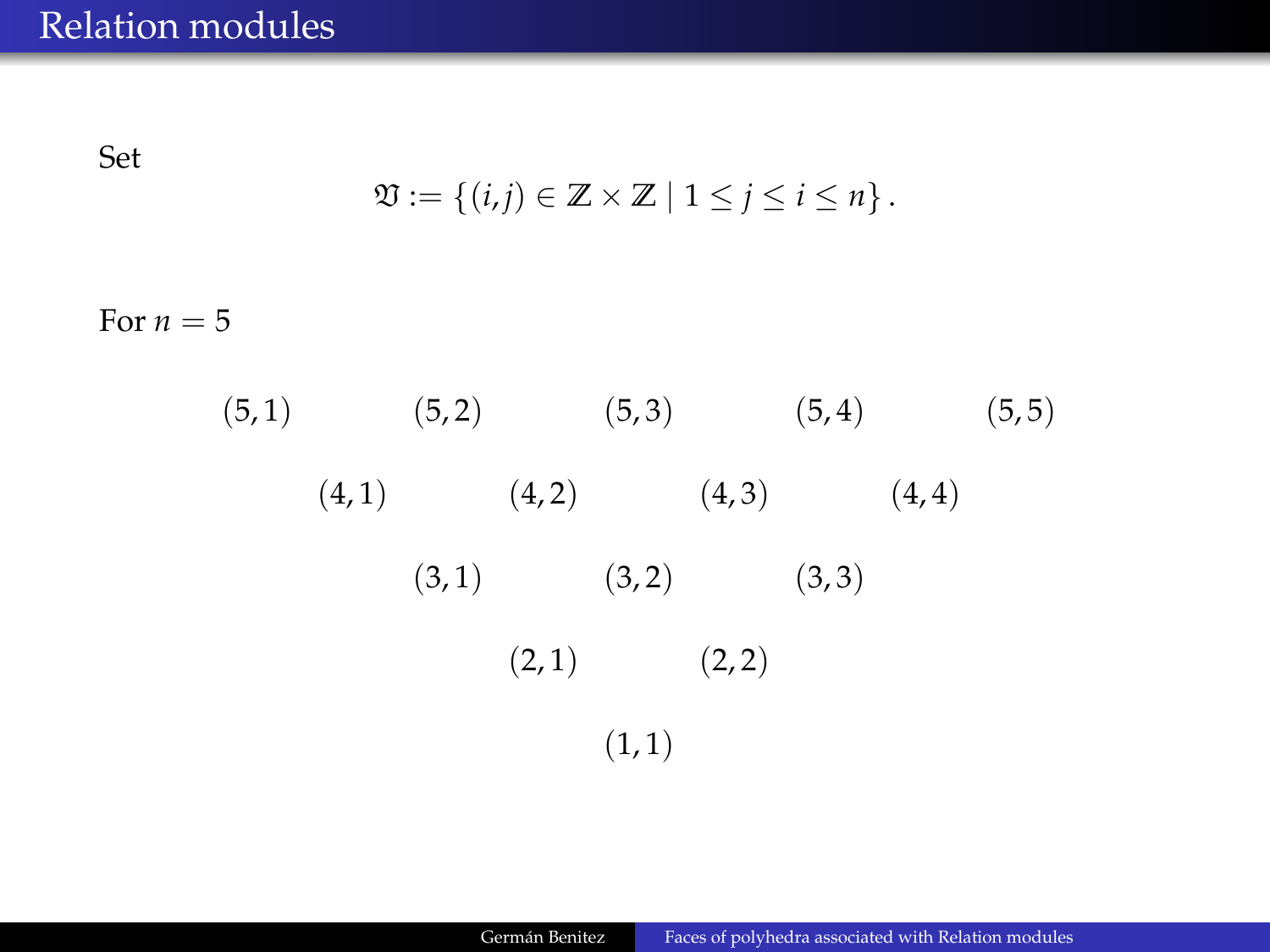# Relation modules

Set

$$\mathfrak{V} := \{(i,j) \in \mathbb{Z} \times \mathbb{Z} \mid 1 \leq j \leq i \leq n\}.$$

For $n = 5$

$$
\begin{array}{ccccccccc}
(5,1) & & (5,2) & & (5,3) & & (5,4) & & (5,5) \\
& (4,1) & & (4,2) & & (4,3) & & (4,4) & \\
& & (3,1) & & (3,2) & & (3,3) & & \\
& & & (2,1) & & (2,2) & & & \\
& & & & (1,1) & & & &
\end{array}
$$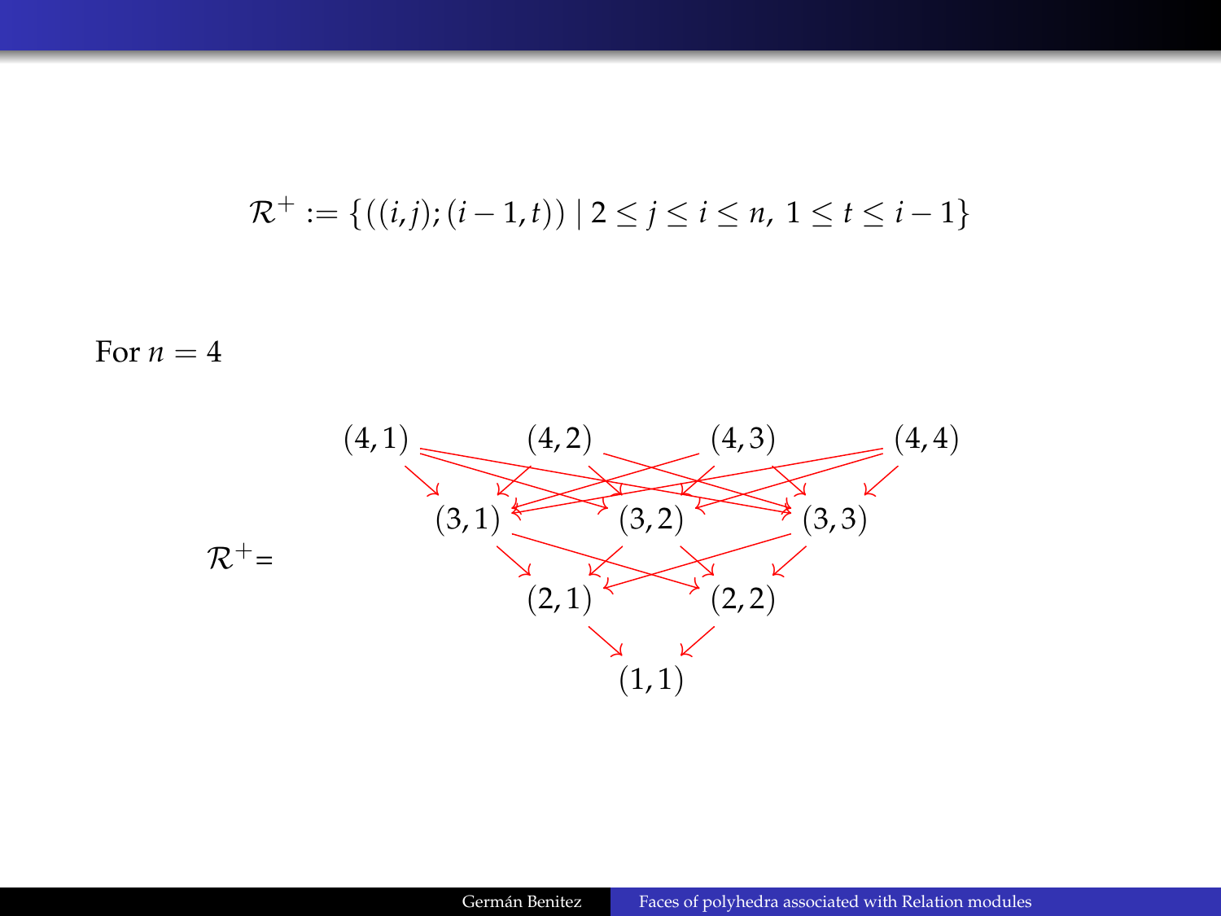$$\mathcal{R}^+ := \{((i,j);(i-1,t)) \mid 2 \leq j \leq i \leq n,\ 1 \leq t \leq i-1\}$$

For $n = 4$

$\mathcal{R}^+ =$

$(4,1) \quad (4,2) \quad (4,3) \quad (4,4)$

$(3,1) \quad (3,2) \quad (3,3)$

$(2,1) \quad (2,2)$

$(1,1)$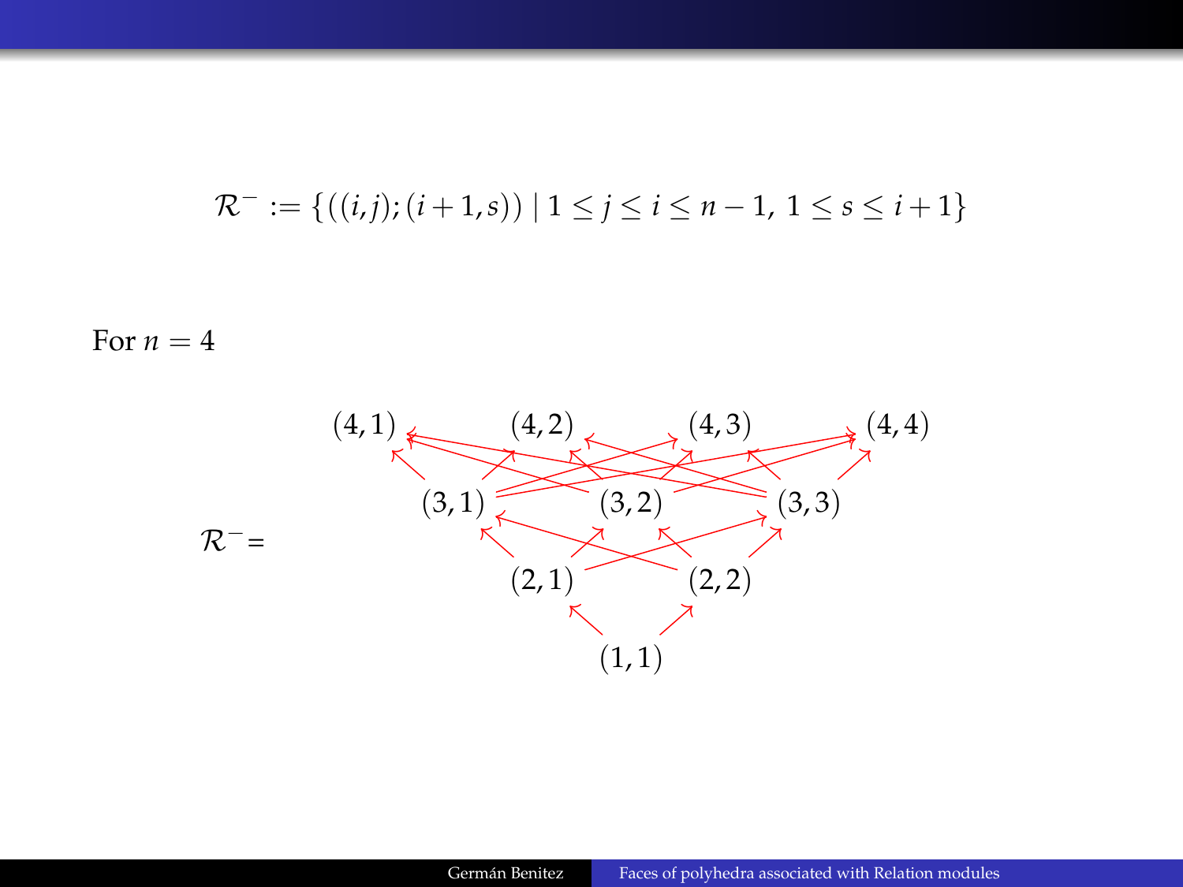$$\mathcal{R}^- := \{((i,j);(i+1,s)) \mid 1 \leq j \leq i \leq n-1,\ 1 \leq s \leq i+1\}$$

For $n = 4$

$\mathcal{R}^-$ =

(4,1) (4,2) (4,3) (4,4)

(3,1) (3,2) (3,3)

(2,1) (2,2)

(1,1)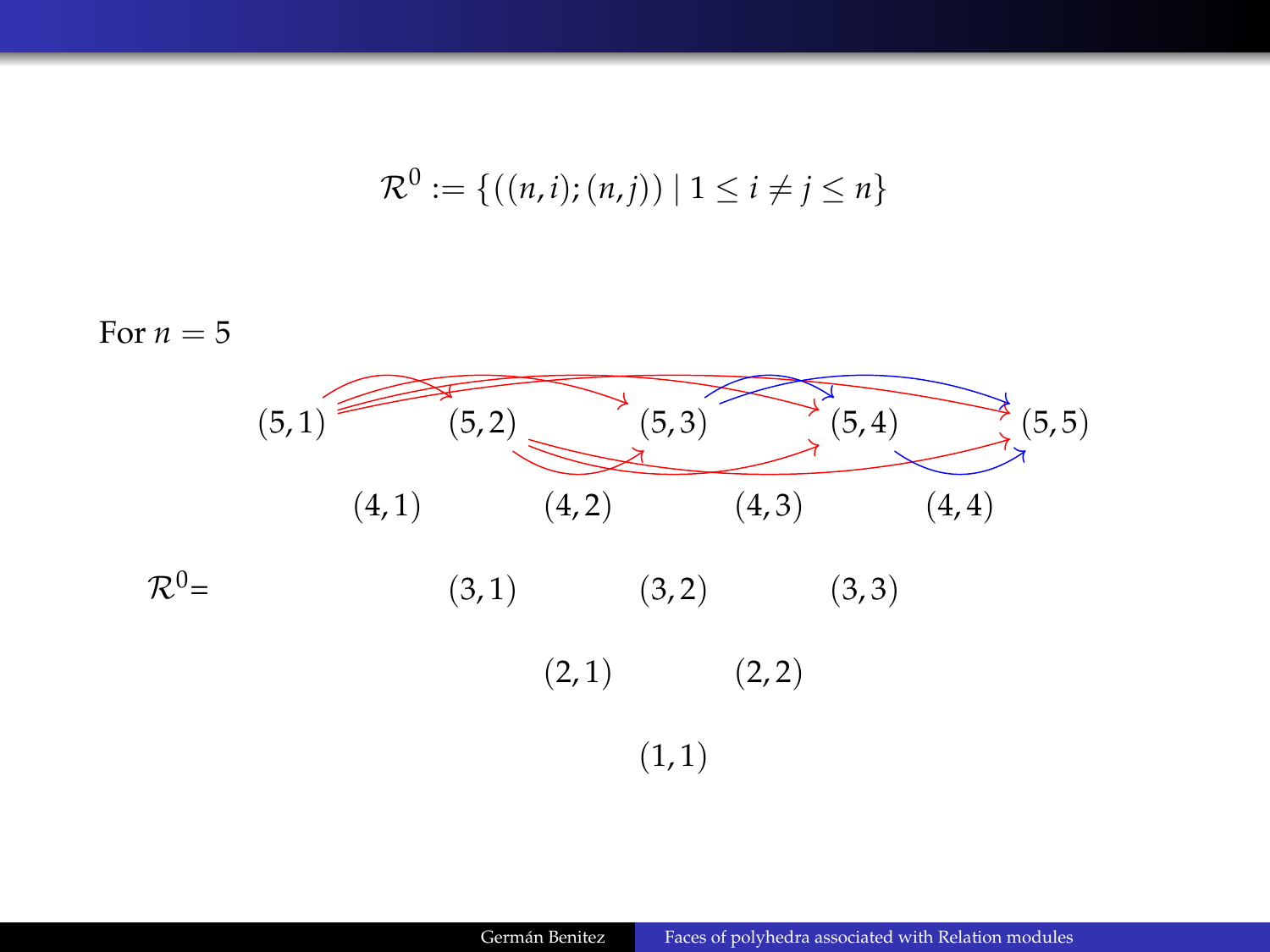$$\mathcal{R}^0 := \{((n,i);(n,j)) \mid 1 \leq i \neq j \leq n\}$$

For $n = 5$

$\mathcal{R}^0 =$

$(5,1)$ $(5,2)$ $(5,3)$ $(5,4)$ $(5,5)$

$(4,1)$ $(4,2)$ $(4,3)$ $(4,4)$

$(3,1)$ $(3,2)$ $(3,3)$

$(2,1)$ $(2,2)$

$(1,1)$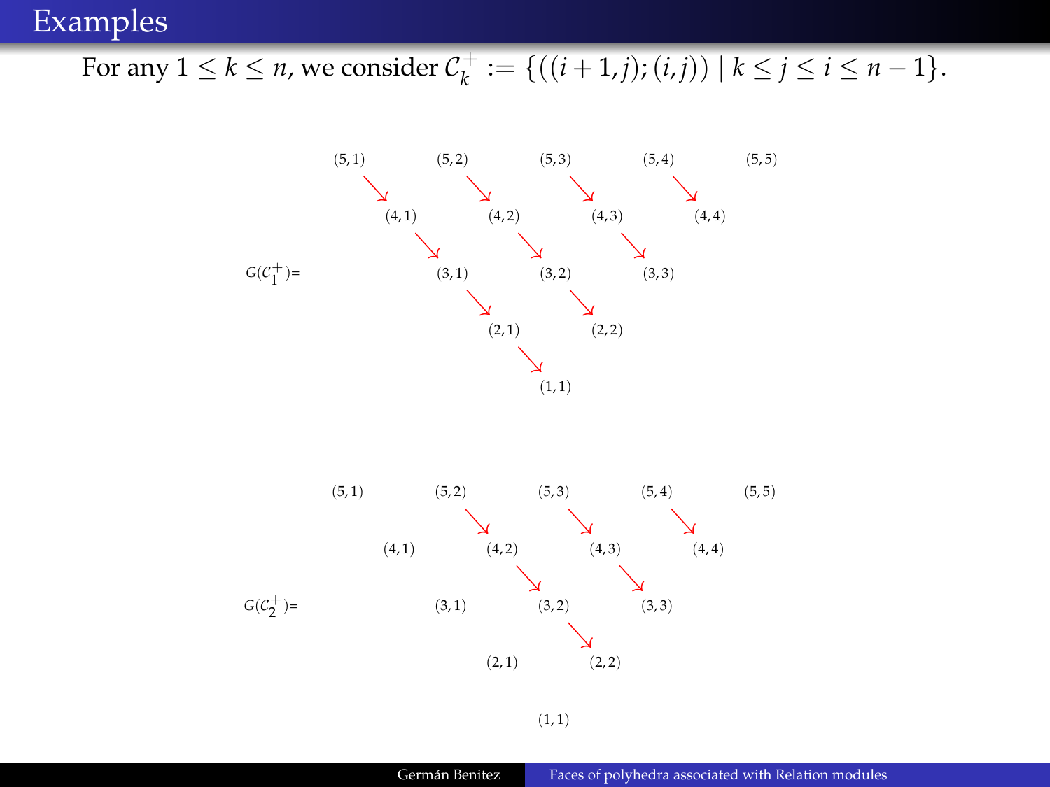# Examples

For any $1 \leq k \leq n$, we consider $\mathcal{C}_k^+ := \{((i+1,j);(i,j)) \mid k \leq j \leq i \leq n-1\}$.

$G(\mathcal{C}_1^+)$=

$$
\begin{array}{ccccccccc}
(5,1) & & (5,2) & & (5,3) & & (5,4) & & (5,5) \\
& \searrow & & \searrow & & \searrow & & \searrow & \\
& (4,1) & & (4,2) & & (4,3) & & (4,4) & \\
& & \searrow & & \searrow & & \searrow & & \\
& & (3,1) & & (3,2) & & (3,3) & & \\
& & & \searrow & & \searrow & & & \\
& & & (2,1) & & (2,2) & & & \\
& & & & \searrow & & & & \\
& & & & (1,1) & & & &
\end{array}
$$

$G(\mathcal{C}_2^+)$=

$$
\begin{array}{ccccccccc}
(5,1) & & (5,2) & & (5,3) & & (5,4) & & (5,5) \\
& & & \searrow & & \searrow & & \searrow & \\
& (4,1) & & (4,2) & & (4,3) & & (4,4) & \\
& & & & \searrow & & \searrow & & \\
& & (3,1) & & (3,2) & & (3,3) & & \\
& & & & & \searrow & & & \\
& & & (2,1) & & (2,2) & & & \\
& & & & & & & & \\
& & & & (1,1) & & & &
\end{array}
$$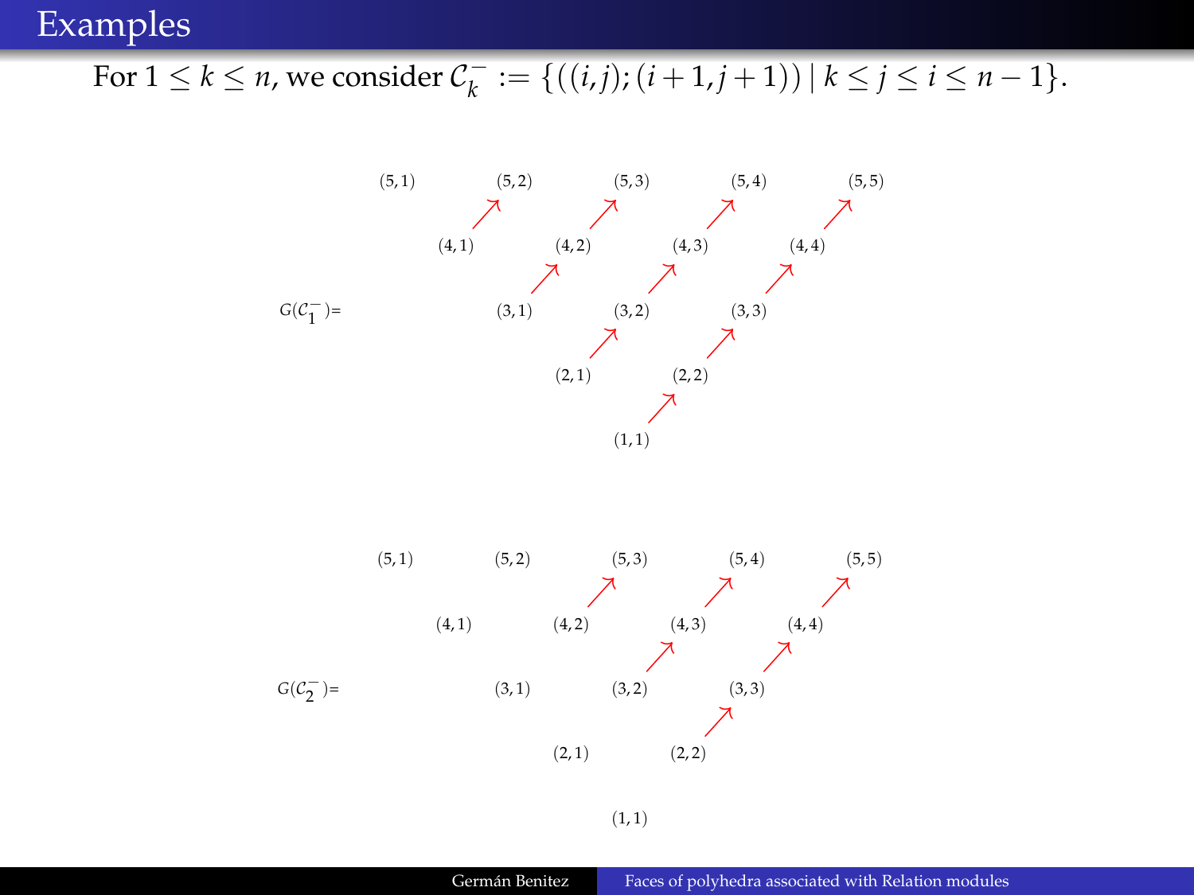# Examples

For $1 \leq k \leq n$, we consider $\mathcal{C}_k^- := \{((i,j);(i+1,j+1)) \mid k \leq j \leq i \leq n-1\}$.

$G(\mathcal{C}_1^-)=$

$$
\begin{array}{ccccccccc}
(5,1) & & (5,2) & & (5,3) & & (5,4) & & (5,5) \\
& (4,1) \nearrow & & (4,2) \nearrow & & (4,3) \nearrow & & (4,4) \nearrow & \\
& & (3,1) \nearrow & & (3,2) \nearrow & & (3,3) \nearrow & & \\
& & & (2,1) \nearrow & & (2,2) \nearrow & & & \\
& & & & (1,1) \nearrow & & & &
\end{array}
$$

$G(\mathcal{C}_2^-)=$

$$
\begin{array}{ccccccccc}
(5,1) & & (5,2) & & (5,3) & & (5,4) & & (5,5) \\
& (4,1) & & (4,2) \nearrow & & (4,3) \nearrow & & (4,4) \nearrow & \\
& & (3,1) & & (3,2) \nearrow & & (3,3) \nearrow & & \\
& & & (2,1) & & (2,2) \nearrow & & & \\
& & & & (1,1) & & & &
\end{array}
$$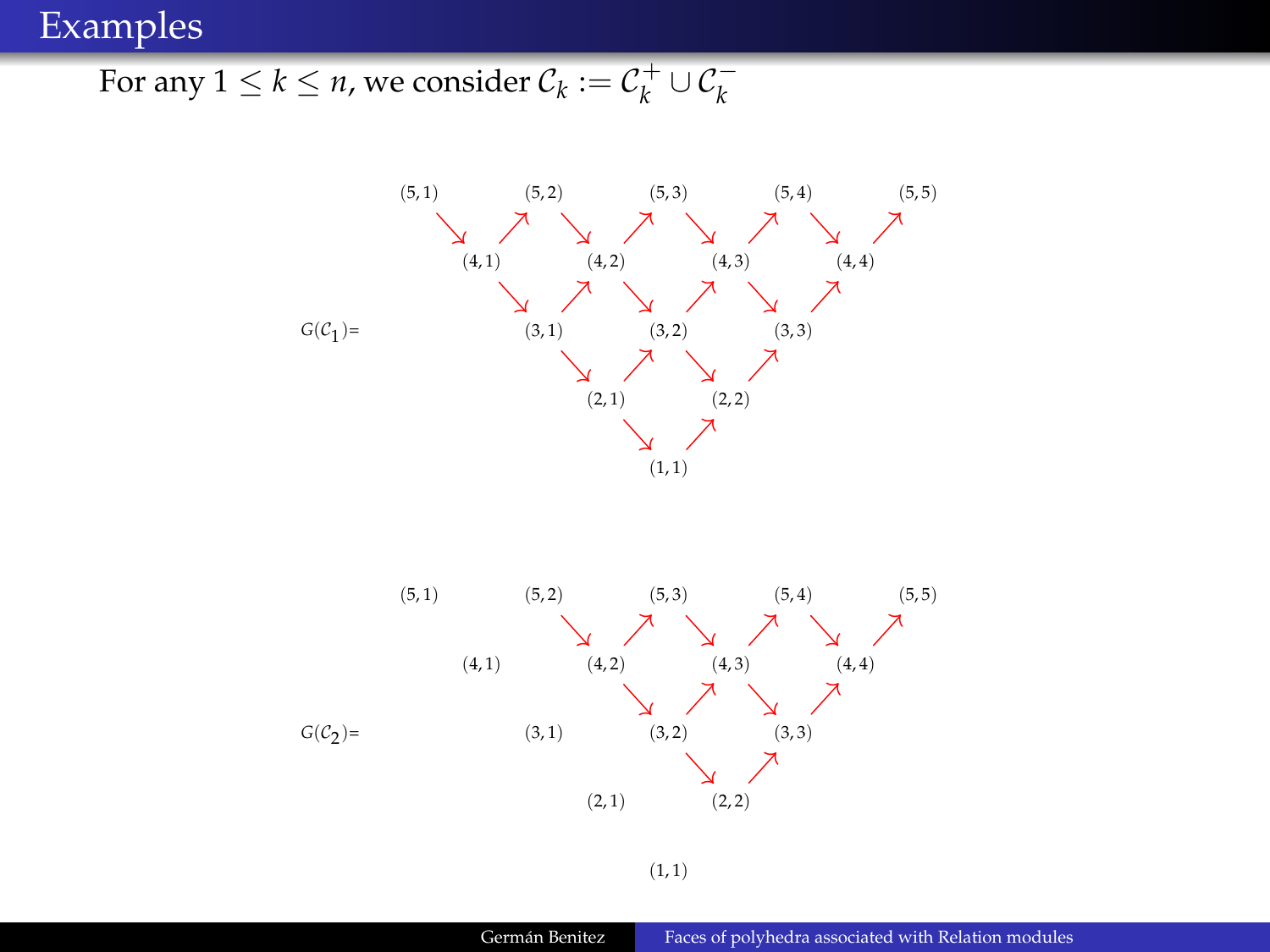# Examples

For any $1 \leq k \leq n$, we consider $\mathcal{C}_k := \mathcal{C}_k^+ \cup \mathcal{C}_k^-$

$G(\mathcal{C}_1)=$

$G(\mathcal{C}_2)=$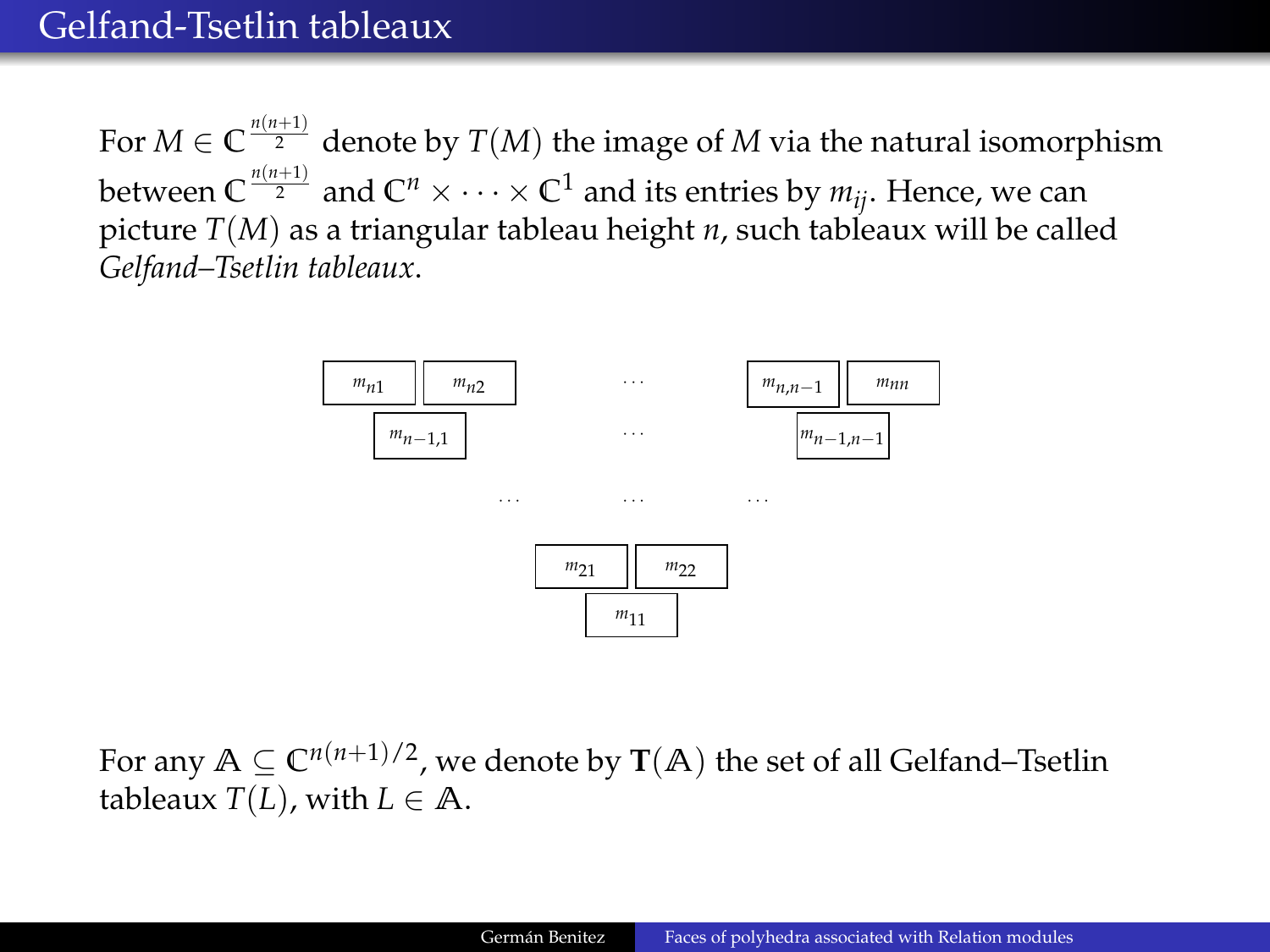# Gelfand-Tsetlin tableaux

For $M \in \mathbb{C}^{\frac{n(n+1)}{2}}$ denote by $T(M)$ the image of $M$ via the natural isomorphism between $\mathbb{C}^{\frac{n(n+1)}{2}}$ and $\mathbb{C}^n \times \cdots \times \mathbb{C}^1$ and its entries by $m_{ij}$. Hence, we can picture $T(M)$ as a triangular tableau height $n$, such tableaux will be called *Gelfand–Tsetlin tableaux*.

$$
\begin{array}{ccccccccc}
m_{n1} & & m_{n2} & & \cdots & & m_{n,n-1} & & m_{nn} \\
& m_{n-1,1} & & & \cdots & & & m_{n-1,n-1} & \\
& & \cdots & & \cdots & & \cdots & & \\
& & & m_{21} & & m_{22} & & & \\
& & & & m_{11} & & & &
\end{array}
$$

For any $\mathbb{A} \subseteq \mathbb{C}^{n(n+1)/2}$, we denote by $\mathbf{T}(\mathbb{A})$ the set of all Gelfand–Tsetlin tableaux $T(L)$, with $L \in \mathbb{A}$.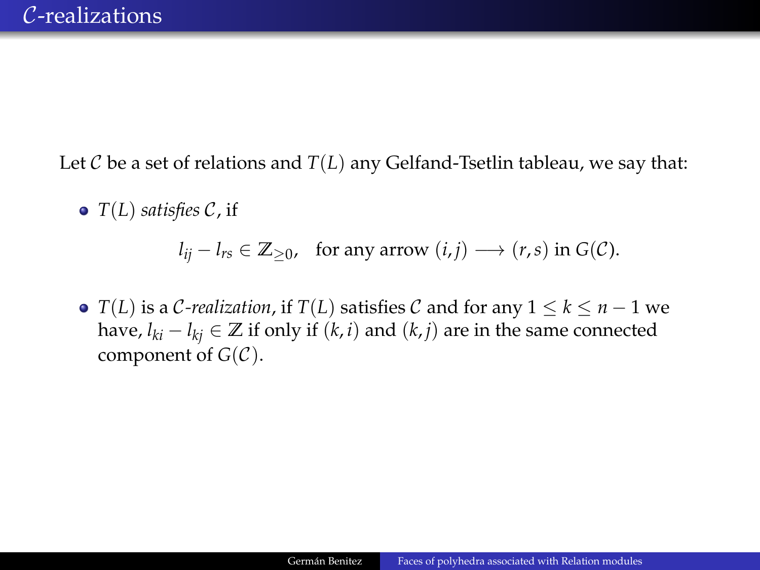# $\mathcal{C}$-realizations

Let $\mathcal{C}$ be a set of relations and $T(L)$ any Gelfand-Tsetlin tableau, we say that:

- $T(L)$ *satisfies* $\mathcal{C}$, if

$$l_{ij} - l_{rs} \in \mathbb{Z}_{\geq 0}, \quad \text{for any arrow } (i,j) \longrightarrow (r,s) \text{ in } G(\mathcal{C}).$$

- $T(L)$ is a $\mathcal{C}$*-realization*, if $T(L)$ satisfies $\mathcal{C}$ and for any $1 \leq k \leq n-1$ we have, $l_{ki} - l_{kj} \in \mathbb{Z}$ if only if $(k,i)$ and $(k,j)$ are in the same connected component of $G(\mathcal{C})$.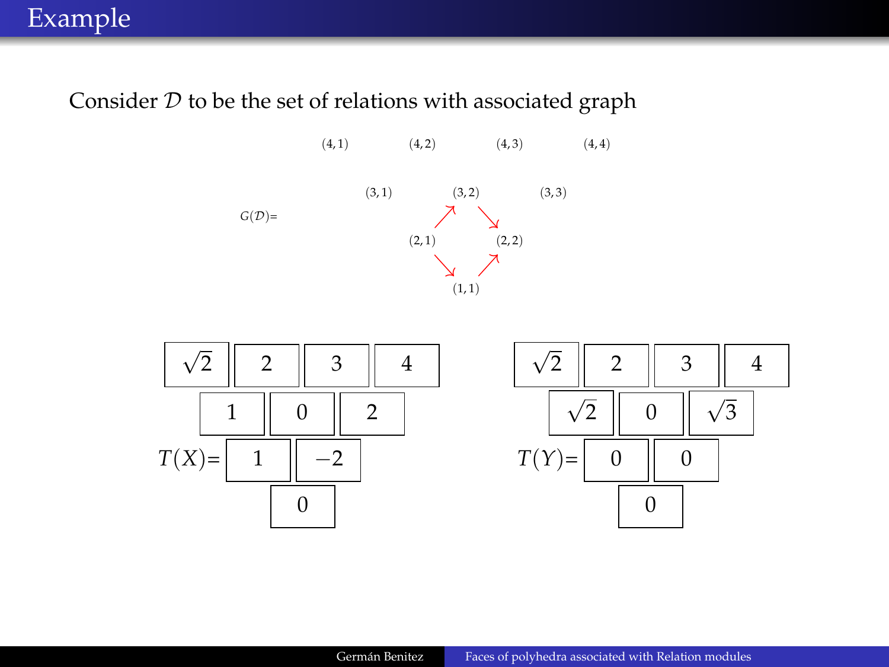# Example

Consider $\mathcal{D}$ to be the set of relations with associated graph

$G(\mathcal{D})=$

$(4,1)$ $(4,2)$ $(4,3)$ $(4,4)$

$(3,1)$ $(3,2)$ $(3,3)$

$(2,1)$ $(2,2)$

$(1,1)$

Edges: $(2,1) \to (3,2)$, $(3,2) \to (2,2)$, $(2,1) \to (1,1)$, $(1,1) \to (2,2)$

$T(X)=$

| | | | |
|---|---|---|---|
| $\sqrt{2}$ | $2$ | $3$ | $4$ |
| $1$ | $0$ | $2$ | |
| $1$ | $-2$ | | |
| $0$ | | | |

$T(Y)=$

| | | | |
|---|---|---|---|
| $\sqrt{2}$ | $2$ | $3$ | $4$ |
| $\sqrt{2}$ | $0$ | $\sqrt{3}$ | |
| $0$ | $0$ | | |
| $0$ | | | |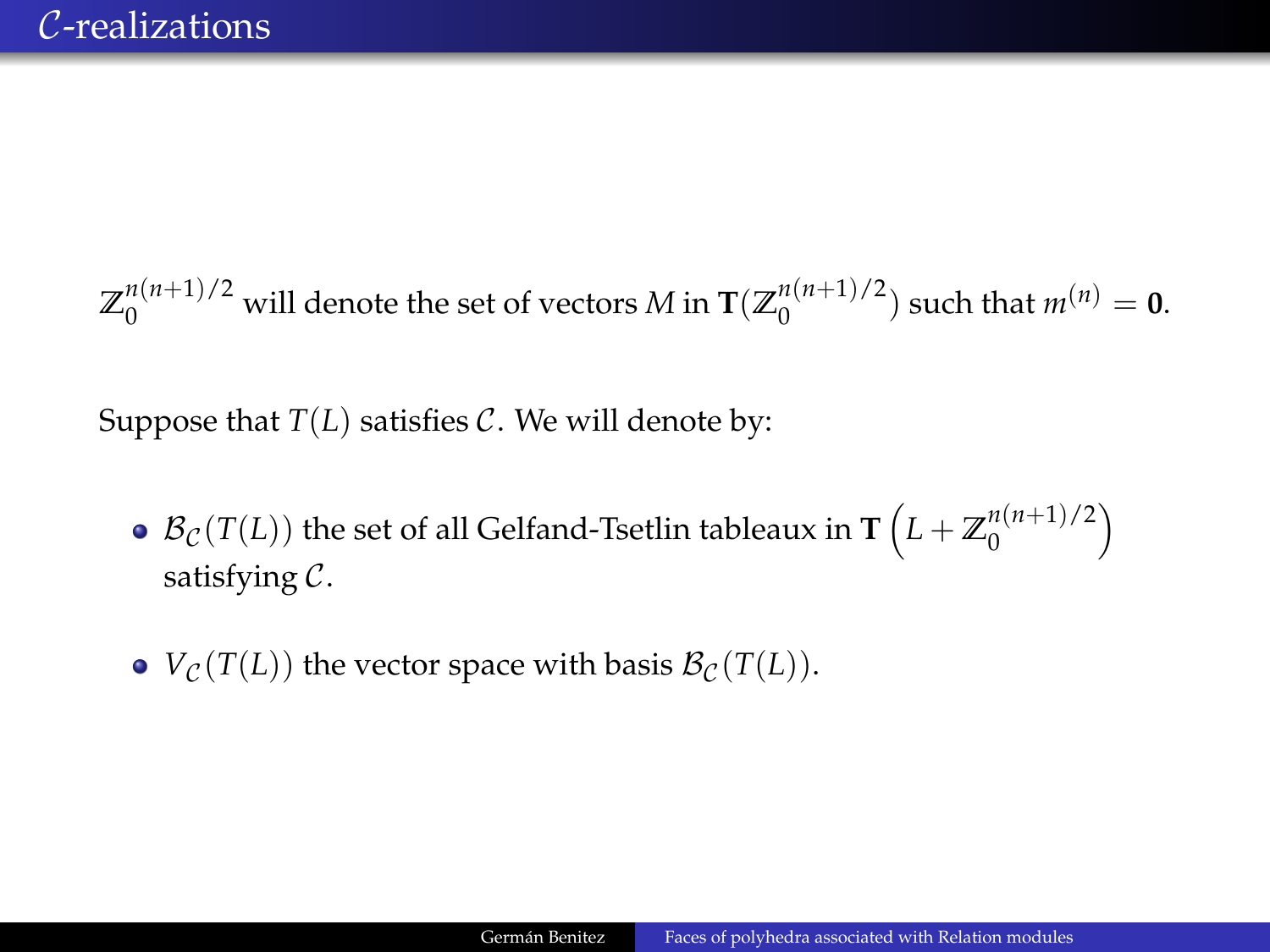# $\mathcal{C}$-realizations

$\mathbb{Z}_0^{n(n+1)/2}$ will denote the set of vectors $M$ in $\mathbf{T}(\mathbb{Z}_0^{n(n+1)/2})$ such that $m^{(n)} = \mathbf{0}$.

Suppose that $T(L)$ satisfies $\mathcal{C}$. We will denote by:

- $\mathcal{B}_{\mathcal{C}}(T(L))$ the set of all Gelfand-Tsetlin tableaux in $\mathbf{T}\left(L + \mathbb{Z}_0^{n(n+1)/2}\right)$ satisfying $\mathcal{C}$.
- $V_{\mathcal{C}}(T(L))$ the vector space with basis $\mathcal{B}_{\mathcal{C}}(T(L))$.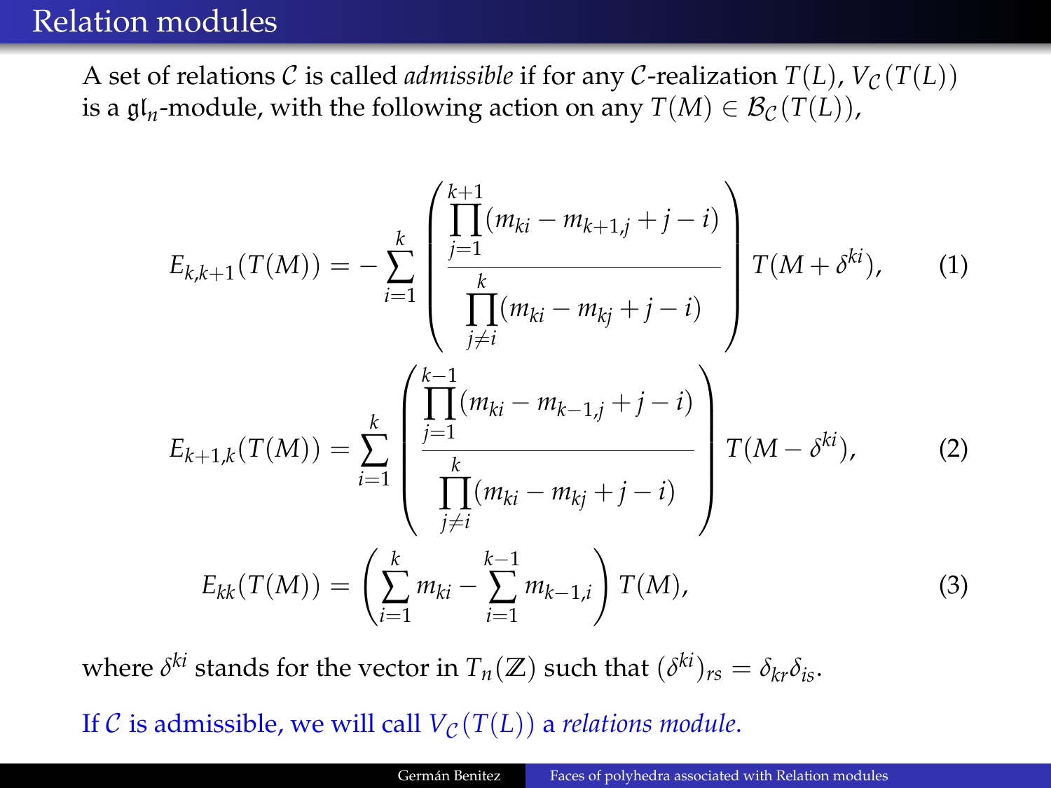# Relation modules

A set of relations $\mathcal{C}$ is called *admissible* if for any $\mathcal{C}$-realization $T(L)$, $V_{\mathcal{C}}(T(L))$ is a $\mathfrak{gl}_n$-module, with the following action on any $T(M) \in \mathcal{B}_{\mathcal{C}}(T(L))$,

$$E_{k,k+1}(T(M)) = -\sum_{i=1}^{k} \left( \frac{\prod_{j=1}^{k+1}(m_{ki} - m_{k+1,j} + j - i)}{\prod_{j\neq i}^{k}(m_{ki} - m_{kj} + j - i)} \right) T(M + \delta^{ki}), \tag{1}$$

$$E_{k+1,k}(T(M)) = \sum_{i=1}^{k} \left( \frac{\prod_{j=1}^{k-1}(m_{ki} - m_{k-1,j} + j - i)}{\prod_{j\neq i}^{k}(m_{ki} - m_{kj} + j - i)} \right) T(M - \delta^{ki}), \tag{2}$$

$$E_{kk}(T(M)) = \left( \sum_{i=1}^{k} m_{ki} - \sum_{i=1}^{k-1} m_{k-1,i} \right) T(M), \tag{3}$$

where $\delta^{ki}$ stands for the vector in $T_n(\mathbb{Z})$ such that $(\delta^{ki})_{rs} = \delta_{kr}\delta_{is}$.

If $\mathcal{C}$ is admissible, we will call $V_{\mathcal{C}}(T(L))$ a *relations module*.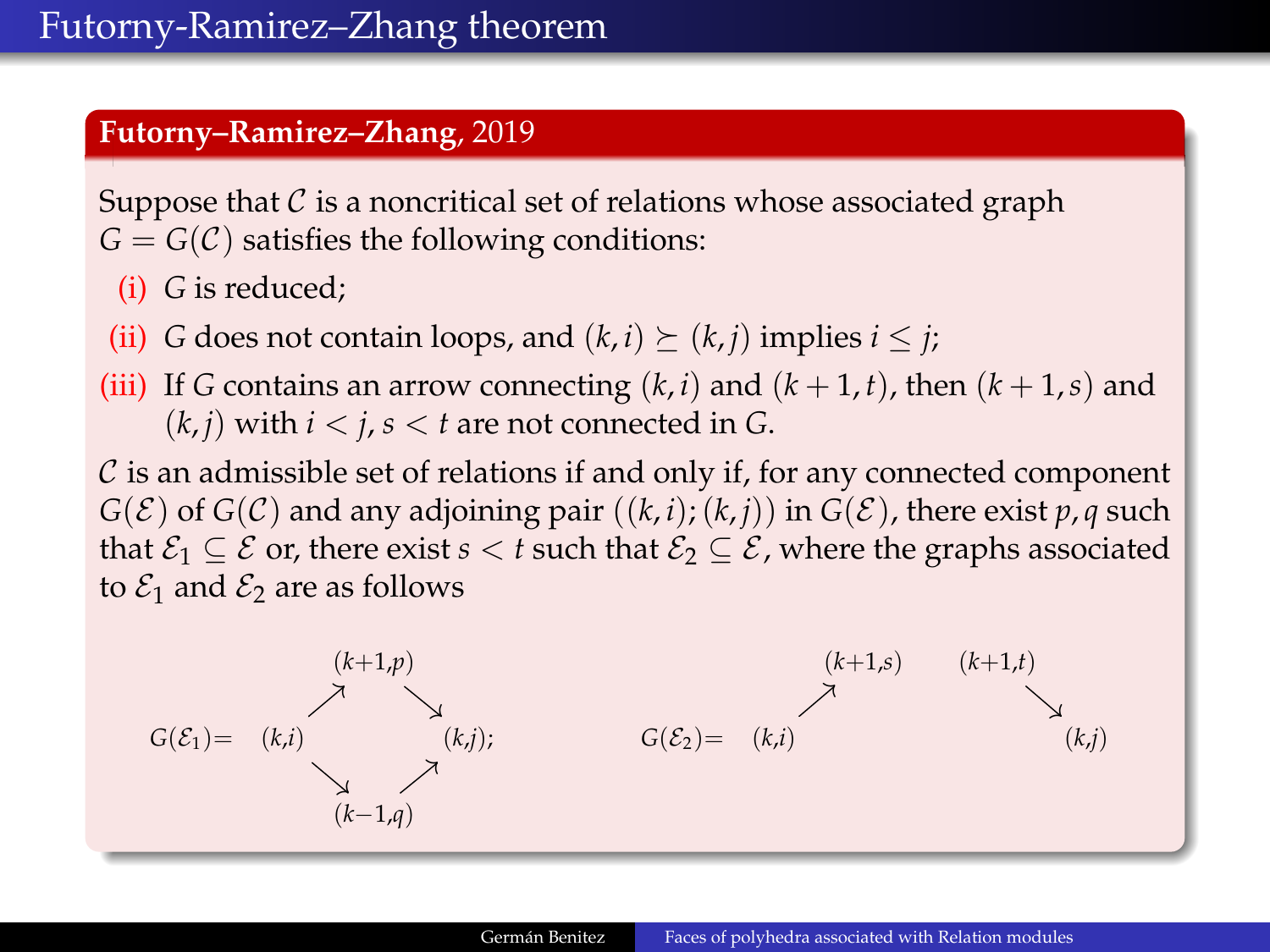# Futorny-Ramirez–Zhang theorem

**Futorny–Ramirez–Zhang**, 2019

Suppose that $\mathcal{C}$ is a noncritical set of relations whose associated graph $G = G(\mathcal{C})$ satisfies the following conditions:

(i) $G$ is reduced;

(ii) $G$ does not contain loops, and $(k,i) \succeq (k,j)$ implies $i \leq j$;

(iii) If $G$ contains an arrow connecting $(k,i)$ and $(k+1,t)$, then $(k+1,s)$ and $(k,j)$ with $i < j$, $s < t$ are not connected in $G$.

$\mathcal{C}$ is an admissible set of relations if and only if, for any connected component $G(\mathcal{E})$ of $G(\mathcal{C})$ and any adjoining pair $((k,i);(k,j))$ in $G(\mathcal{E})$, there exist $p, q$ such that $\mathcal{E}_1 \subseteq \mathcal{E}$ or, there exist $s < t$ such that $\mathcal{E}_2 \subseteq \mathcal{E}$, where the graphs associated to $\mathcal{E}_1$ and $\mathcal{E}_2$ are as follows

$$G(\mathcal{E}_1) = \quad (k,i) \nearrow (k+1,p) \searrow (k,j), \quad (k,i) \searrow (k-1,q) \nearrow (k,j);$$

$$G(\mathcal{E}_2) = \quad (k,i) \nearrow (k+1,s) \qquad (k+1,t) \searrow (k,j)$$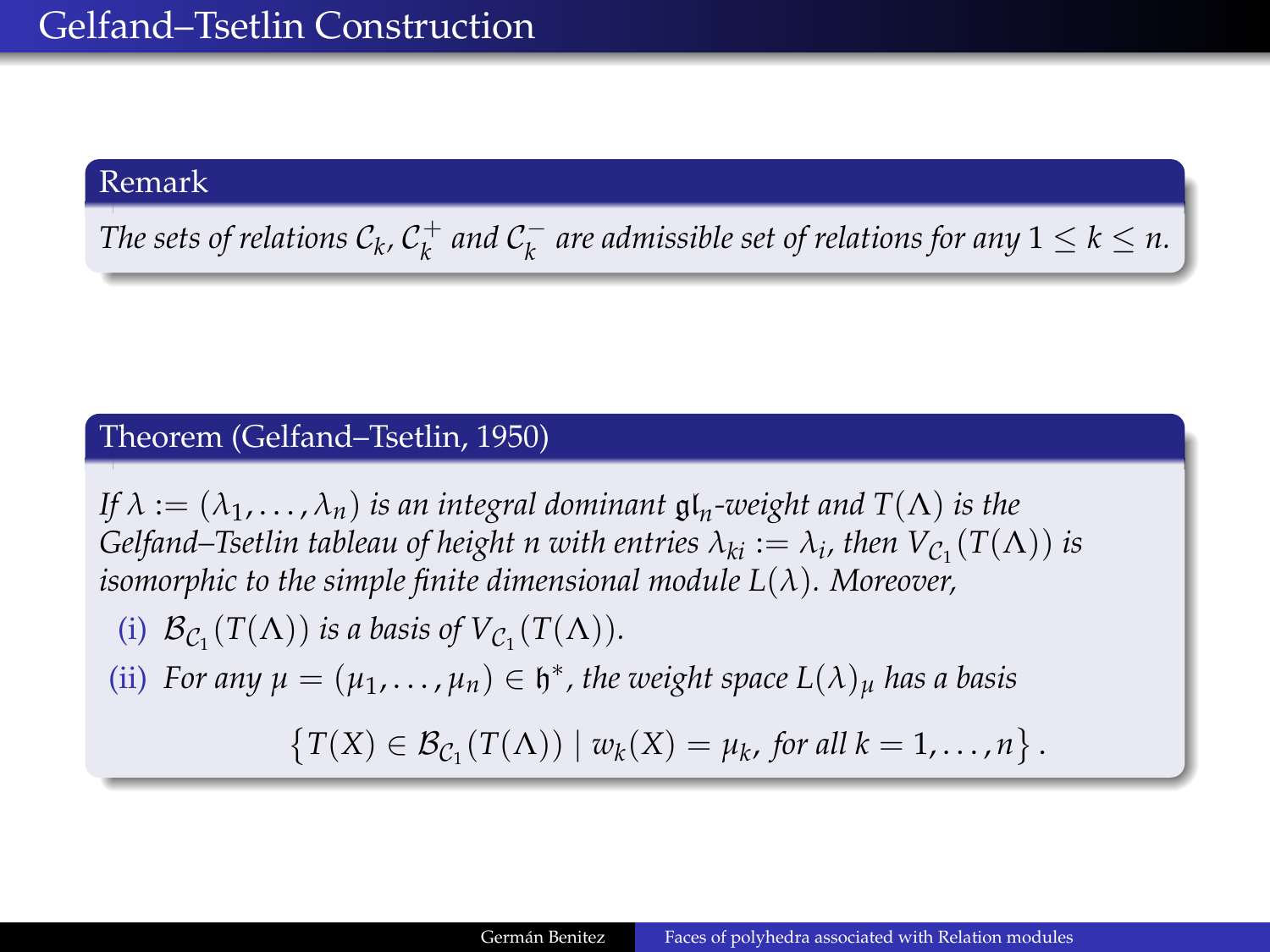# Gelfand–Tsetlin Construction

**Remark**

*The sets of relations $\mathcal{C}_k$, $\mathcal{C}_k^+$ and $\mathcal{C}_k^-$ are admissible set of relations for any $1 \leq k \leq n$.*

**Theorem (Gelfand–Tsetlin, 1950)**

*If $\lambda := (\lambda_1, \dots, \lambda_n)$ is an integral dominant $\mathfrak{gl}_n$-weight and $T(\Lambda)$ is the Gelfand–Tsetlin tableau of height $n$ with entries $\lambda_{ki} := \lambda_i$, then $V_{\mathcal{C}_1}(T(\Lambda))$ is isomorphic to the simple finite dimensional module $L(\lambda)$. Moreover,*

(i) *$\mathcal{B}_{\mathcal{C}_1}(T(\Lambda))$ is a basis of $V_{\mathcal{C}_1}(T(\Lambda))$.*

(ii) *For any $\mu = (\mu_1, \dots, \mu_n) \in \mathfrak{h}^*$, the weight space $L(\lambda)_\mu$ has a basis*

$$\left\{ T(X) \in \mathcal{B}_{\mathcal{C}_1}(T(\Lambda)) \mid w_k(X) = \mu_k, \text{ for all } k = 1, \dots, n \right\}.$$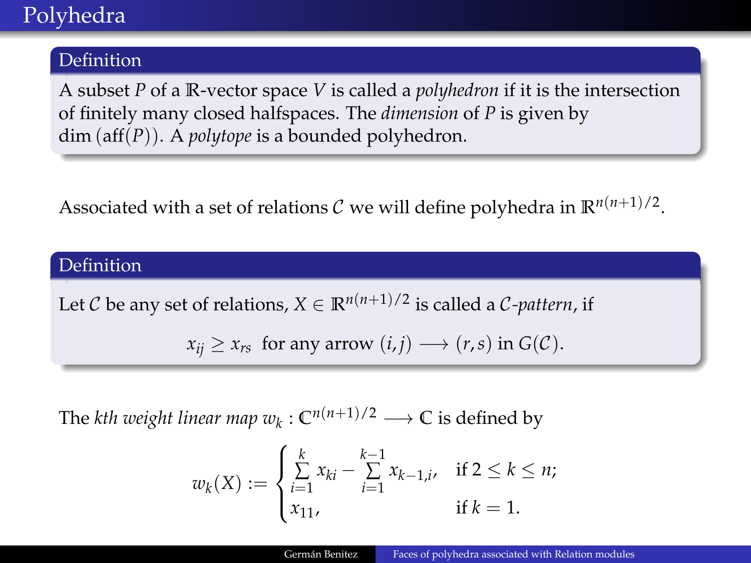# Polyhedra

**Definition**

A subset $P$ of a $\mathbb{R}$-vector space $V$ is called a *polyhedron* if it is the intersection of finitely many closed halfspaces. The *dimension* of $P$ is given by $\dim(\text{aff}(P))$. A *polytope* is a bounded polyhedron.

Associated with a set of relations $\mathcal{C}$ we will define polyhedra in $\mathbb{R}^{n(n+1)/2}$.

**Definition**

Let $\mathcal{C}$ be any set of relations, $X \in \mathbb{R}^{n(n+1)/2}$ is called a *$\mathcal{C}$-pattern*, if

$$x_{ij} \geq x_{rs} \text{ for any arrow } (i,j) \longrightarrow (r,s) \text{ in } G(\mathcal{C}).$$

The *kth weight linear map* $w_k : \mathbb{C}^{n(n+1)/2} \longrightarrow \mathbb{C}$ is defined by

$$w_k(X) := \begin{cases} \sum_{i=1}^{k} x_{ki} - \sum_{i=1}^{k-1} x_{k-1,i}, & \text{if } 2 \leq k \leq n; \\ x_{11}, & \text{if } k = 1. \end{cases}$$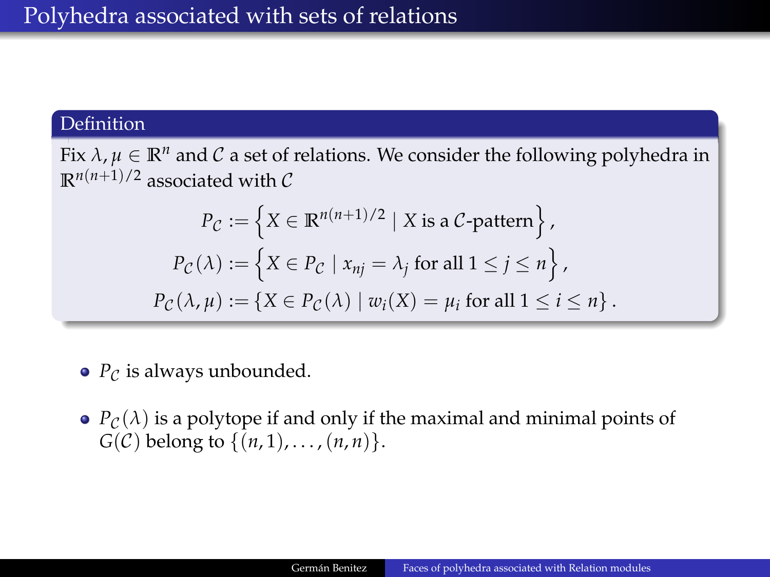# Polyhedra associated with sets of relations

**Definition**

Fix $\lambda, \mu \in \mathbb{R}^n$ and $\mathcal{C}$ a set of relations. We consider the following polyhedra in $\mathbb{R}^{n(n+1)/2}$ associated with $\mathcal{C}$

$$P_{\mathcal{C}} := \left\{ X \in \mathbb{R}^{n(n+1)/2} \mid X \text{ is a } \mathcal{C}\text{-pattern} \right\},$$

$$P_{\mathcal{C}}(\lambda) := \left\{ X \in P_{\mathcal{C}} \mid x_{nj} = \lambda_j \text{ for all } 1 \leq j \leq n \right\},$$

$$P_{\mathcal{C}}(\lambda, \mu) := \left\{ X \in P_{\mathcal{C}}(\lambda) \mid w_i(X) = \mu_i \text{ for all } 1 \leq i \leq n \right\}.$$

- $P_{\mathcal{C}}$ is always unbounded.
- $P_{\mathcal{C}}(\lambda)$ is a polytope if and only if the maximal and minimal points of $G(\mathcal{C})$ belong to $\{(n,1), \ldots, (n,n)\}$.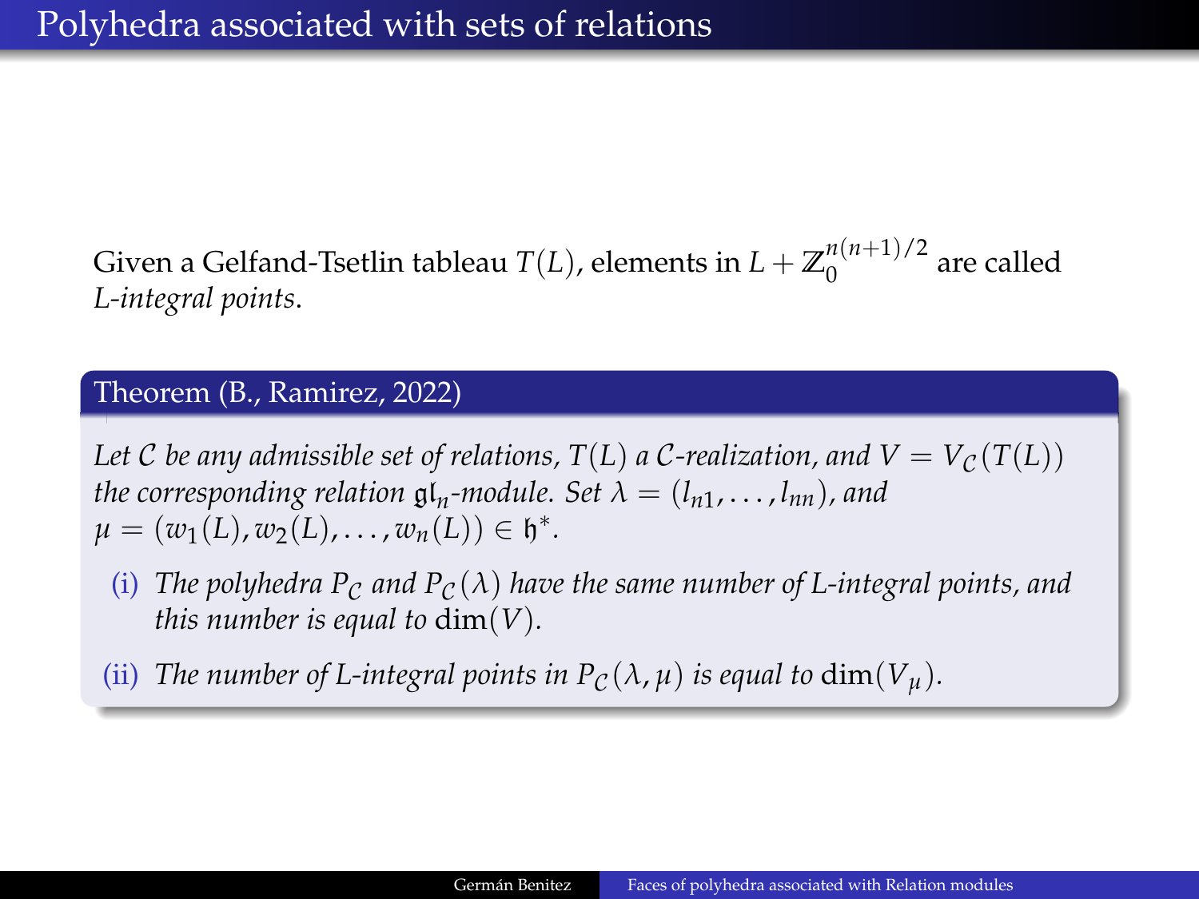# Polyhedra associated with sets of relations

Given a Gelfand-Tsetlin tableau $T(L)$, elements in $L + \mathbb{Z}_0^{n(n+1)/2}$ are called *L-integral points*.

**Theorem (B., Ramirez, 2022)**

*Let $\mathcal{C}$ be any admissible set of relations, $T(L)$ a $\mathcal{C}$-realization, and $V = V_{\mathcal{C}}(T(L))$ the corresponding relation $\mathfrak{gl}_n$-module. Set $\lambda = (l_{n1}, \ldots, l_{nn})$, and $\mu = (w_1(L), w_2(L), \ldots, w_n(L)) \in \mathfrak{h}^*$.*

- (i) *The polyhedra $P_{\mathcal{C}}$ and $P_{\mathcal{C}}(\lambda)$ have the same number of L-integral points, and this number is equal to $\dim(V)$.*
- (ii) *The number of L-integral points in $P_{\mathcal{C}}(\lambda, \mu)$ is equal to $\dim(V_\mu)$.*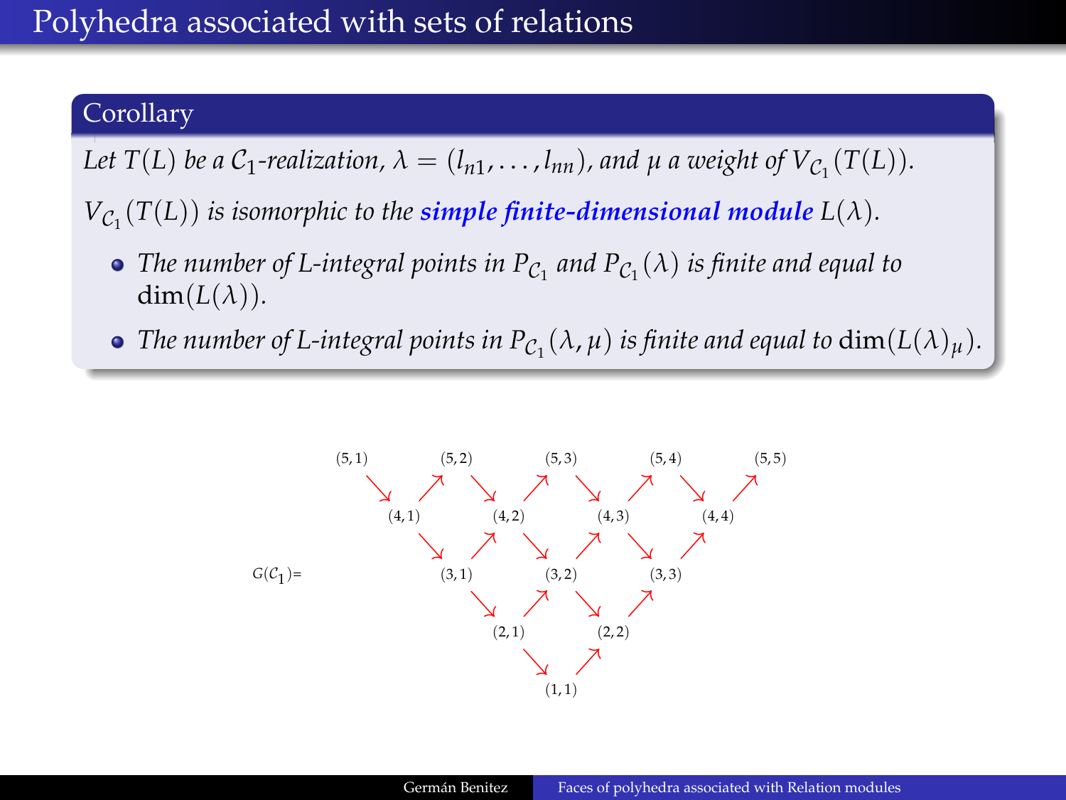# Polyhedra associated with sets of relations

## Corollary

*Let $T(L)$ be a $\mathcal{C}_1$-realization, $\lambda = (l_{n1}, \ldots, l_{nn})$, and $\mu$ a weight of $V_{\mathcal{C}_1}(T(L))$.*

*$V_{\mathcal{C}_1}(T(L))$ is isomorphic to the **simple finite-dimensional module** $L(\lambda)$.*

- *The number of L-integral points in $P_{\mathcal{C}_1}$ and $P_{\mathcal{C}_1}(\lambda)$ is finite and equal to $\dim(L(\lambda))$.*
- *The number of L-integral points in $P_{\mathcal{C}_1}(\lambda, \mu)$ is finite and equal to $\dim(L(\lambda)_\mu)$.*

$G(\mathcal{C}_1)$=

(5,1) (5,2) (5,3) (5,4) (5,5)

(4,1) (4,2) (4,3) (4,4)

(3,1) (3,2) (3,3)

(2,1) (2,2)

(1,1)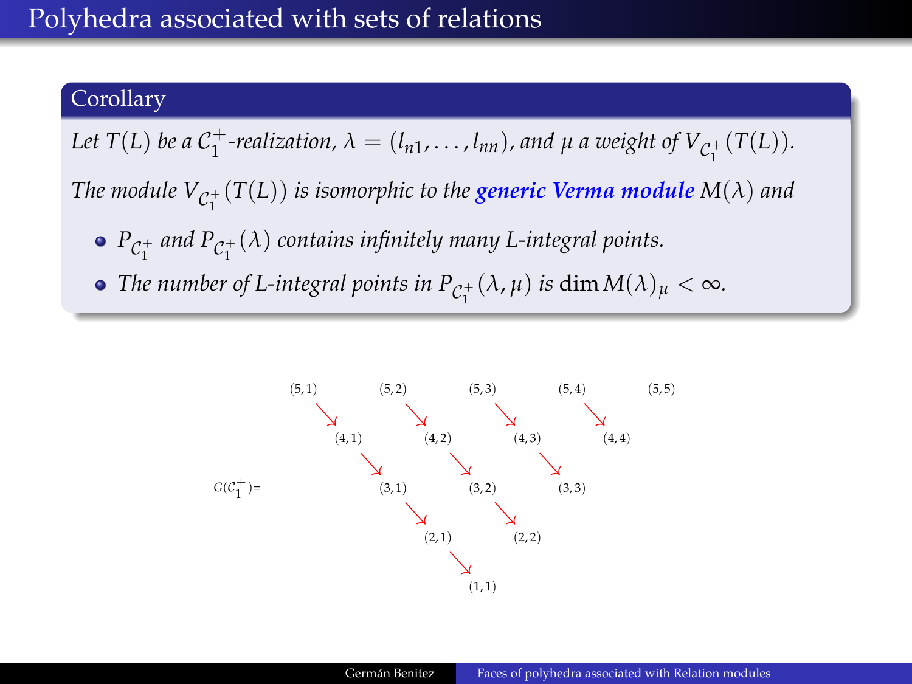# Polyhedra associated with sets of relations

**Corollary**

*Let $T(L)$ be a $\mathcal{C}_1^+$-realization, $\lambda = (l_{n1}, \ldots, l_{nn})$, and $\mu$ a weight of $V_{\mathcal{C}_1^+}(T(L))$.*

*The module $V_{\mathcal{C}_1^+}(T(L))$ is isomorphic to the* **generic Verma module** *$M(\lambda)$ and*

- *$P_{\mathcal{C}_1^+}$ and $P_{\mathcal{C}_1^+}(\lambda)$ contains infinitely many L-integral points.*
- *The number of L-integral points in $P_{\mathcal{C}_1^+}(\lambda, \mu)$ is $\dim M(\lambda)_\mu < \infty$.*

$G(\mathcal{C}_1^+)$=

```
(5,1)        (5,2)        (5,3)        (5,4)        (5,5)
     ↘            ↘            ↘            ↘
      (4,1)        (4,2)        (4,3)        (4,4)
           ↘            ↘            ↘
            (3,1)        (3,2)        (3,3)
                 ↘            ↘
                  (2,1)        (2,2)
                       ↘
                        (1,1)
```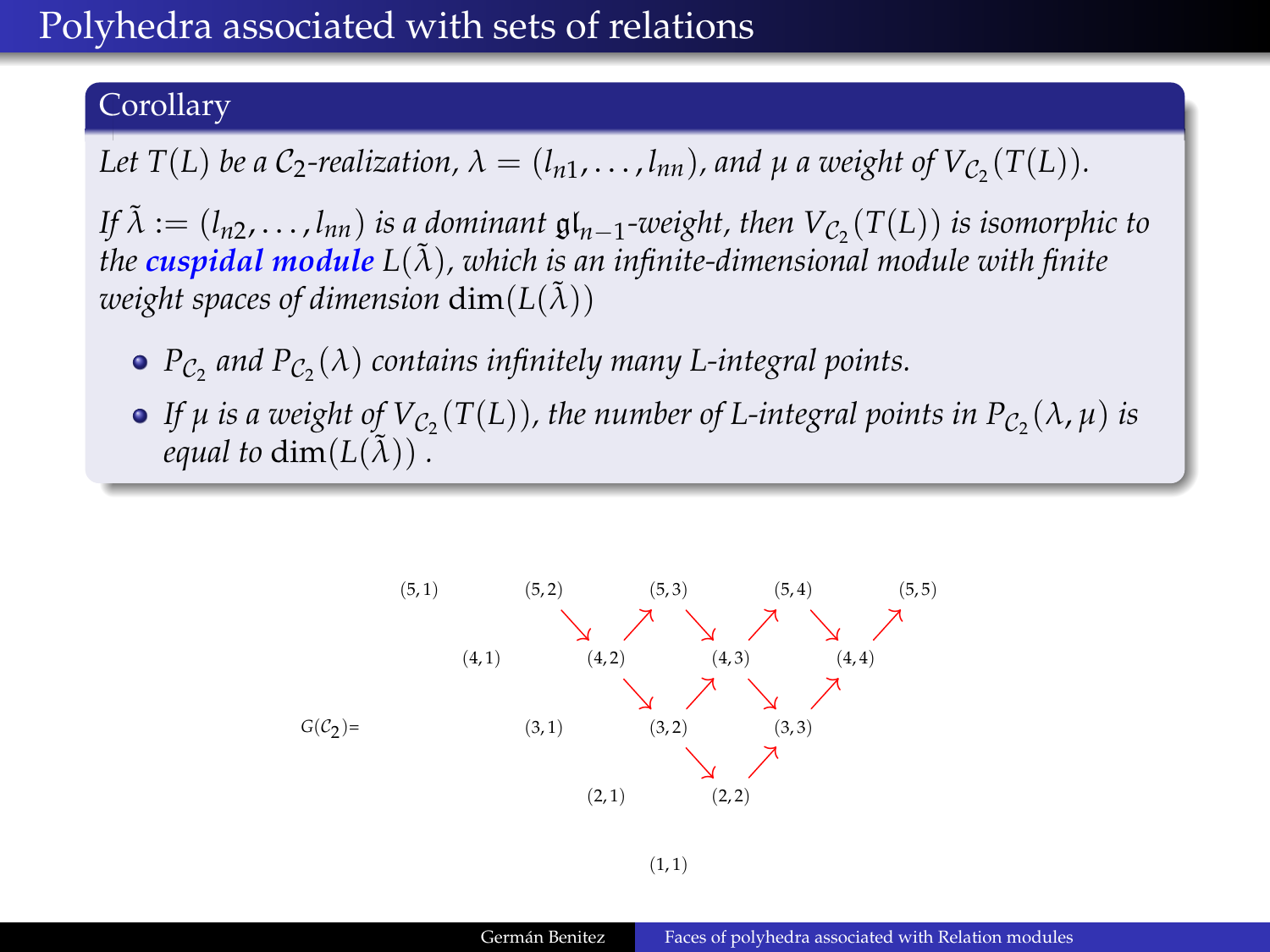# Polyhedra associated with sets of relations

## Corollary

*Let $T(L)$ be a $\mathcal{C}_2$-realization, $\lambda = (l_{n1}, \ldots, l_{nn})$, and $\mu$ a weight of $V_{\mathcal{C}_2}(T(L))$.*

*If $\tilde{\lambda} := (l_{n2}, \ldots, l_{nn})$ is a dominant $\mathfrak{gl}_{n-1}$-weight, then $V_{\mathcal{C}_2}(T(L))$ is isomorphic to the* ***cuspidal module*** *$L(\tilde{\lambda})$, which is an infinite-dimensional module with finite weight spaces of dimension $\dim(L(\tilde{\lambda}))$*

- *$P_{\mathcal{C}_2}$ and $P_{\mathcal{C}_2}(\lambda)$ contains infinitely many L-integral points.*
- *If $\mu$ is a weight of $V_{\mathcal{C}_2}(T(L))$, the number of L-integral points in $P_{\mathcal{C}_2}(\lambda, \mu)$ is equal to $\dim(L(\tilde{\lambda}))$ .*

$G(\mathcal{C}_2)$=

(5,1) (5,2) (5,3) (5,4) (5,5)

(4,1) (4,2) (4,3) (4,4)

(3,1) (3,2) (3,3)

(2,1) (2,2)

(1,1)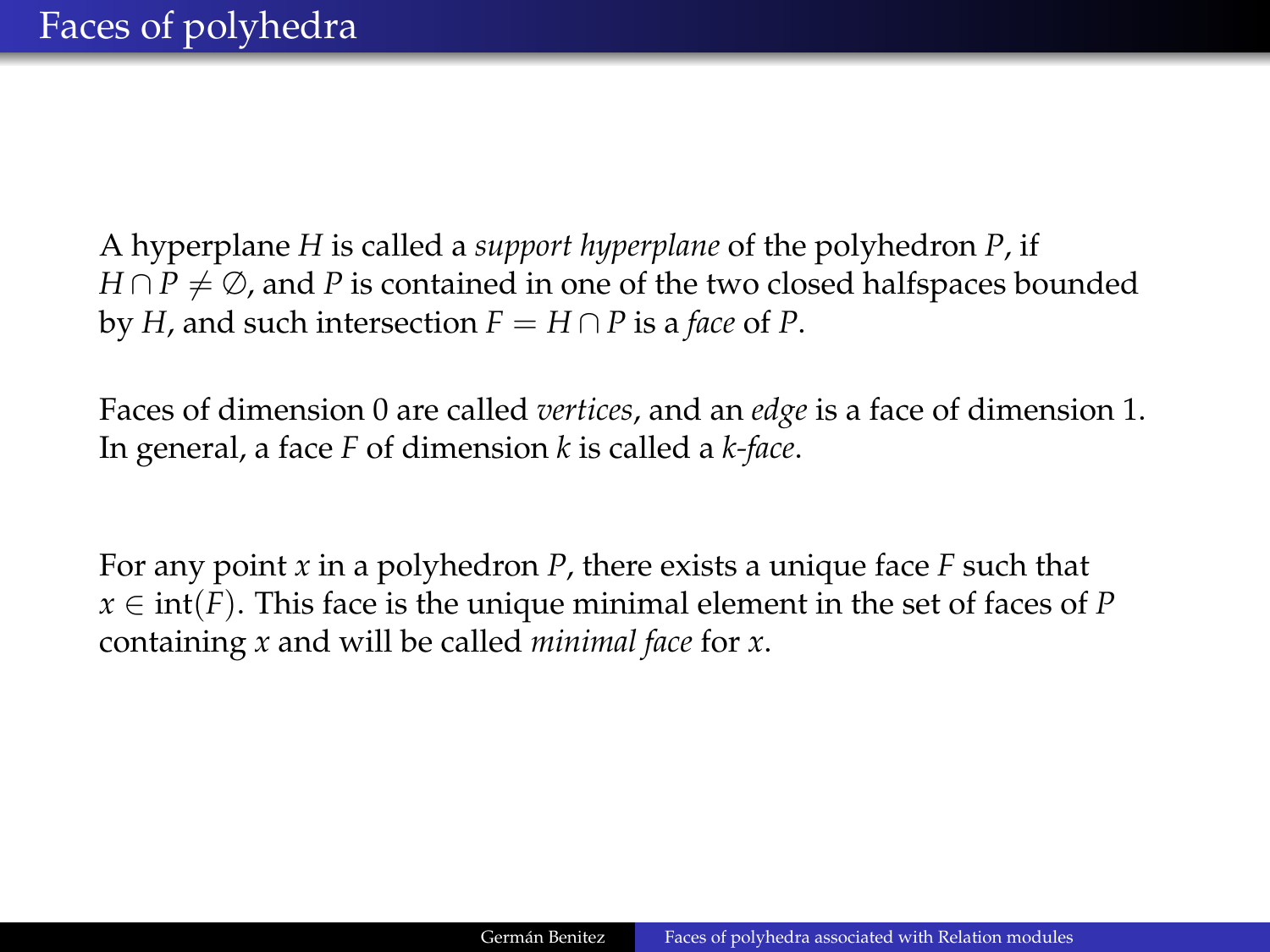# Faces of polyhedra

A hyperplane $H$ is called a *support hyperplane* of the polyhedron $P$, if $H \cap P \neq \emptyset$, and $P$ is contained in one of the two closed halfspaces bounded by $H$, and such intersection $F = H \cap P$ is a *face* of $P$.

Faces of dimension 0 are called *vertices*, and an *edge* is a face of dimension 1. In general, a face $F$ of dimension $k$ is called a *k-face*.

For any point $x$ in a polyhedron $P$, there exists a unique face $F$ such that $x \in \text{int}(F)$. This face is the unique minimal element in the set of faces of $P$ containing $x$ and will be called *minimal face* for $x$.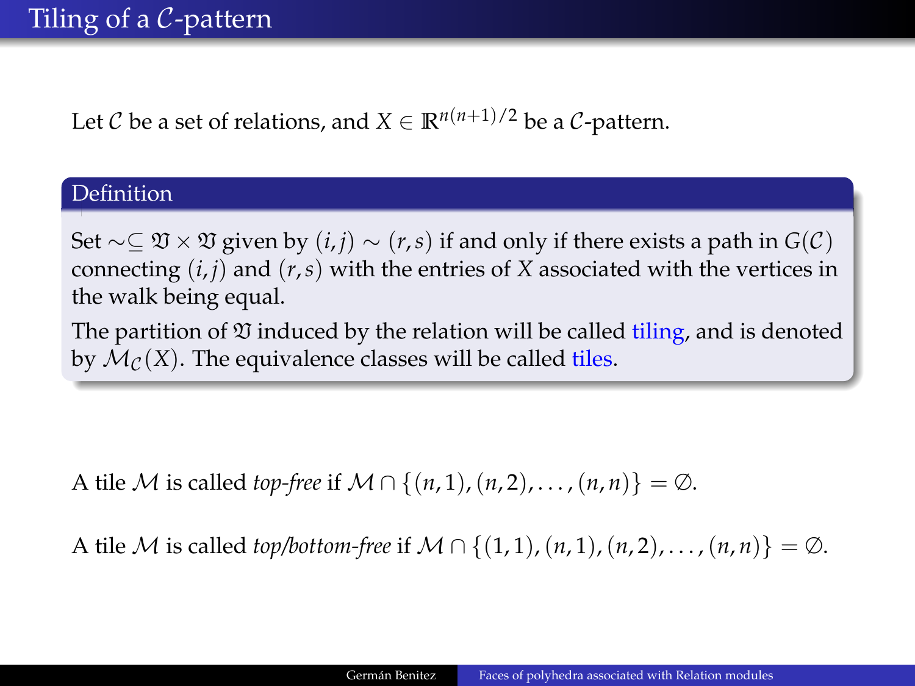# Tiling of a $\mathcal{C}$-pattern

Let $\mathcal{C}$ be a set of relations, and $X \in \mathbb{R}^{n(n+1)/2}$ be a $\mathcal{C}$-pattern.

**Definition**

Set $\sim \subseteq \mathfrak{V} \times \mathfrak{V}$ given by $(i,j) \sim (r,s)$ if and only if there exists a path in $G(\mathcal{C})$ connecting $(i,j)$ and $(r,s)$ with the entries of $X$ associated with the vertices in the walk being equal.

The partition of $\mathfrak{V}$ induced by the relation will be called tiling, and is denoted by $\mathcal{M}_{\mathcal{C}}(X)$. The equivalence classes will be called tiles.

A tile $\mathcal{M}$ is called *top-free* if $\mathcal{M} \cap \{(n,1),(n,2),\ldots,(n,n)\} = \emptyset$.

A tile $\mathcal{M}$ is called *top/bottom-free* if $\mathcal{M} \cap \{(1,1),(n,1),(n,2),\ldots,(n,n)\} = \emptyset$.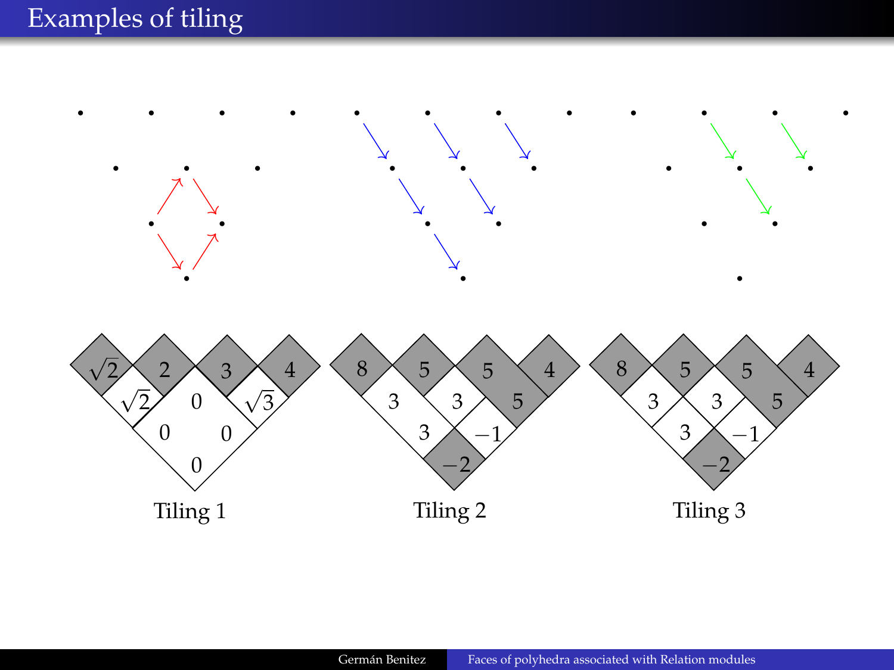# Examples of tiling

Tiling 1

Tiling 2

Tiling 3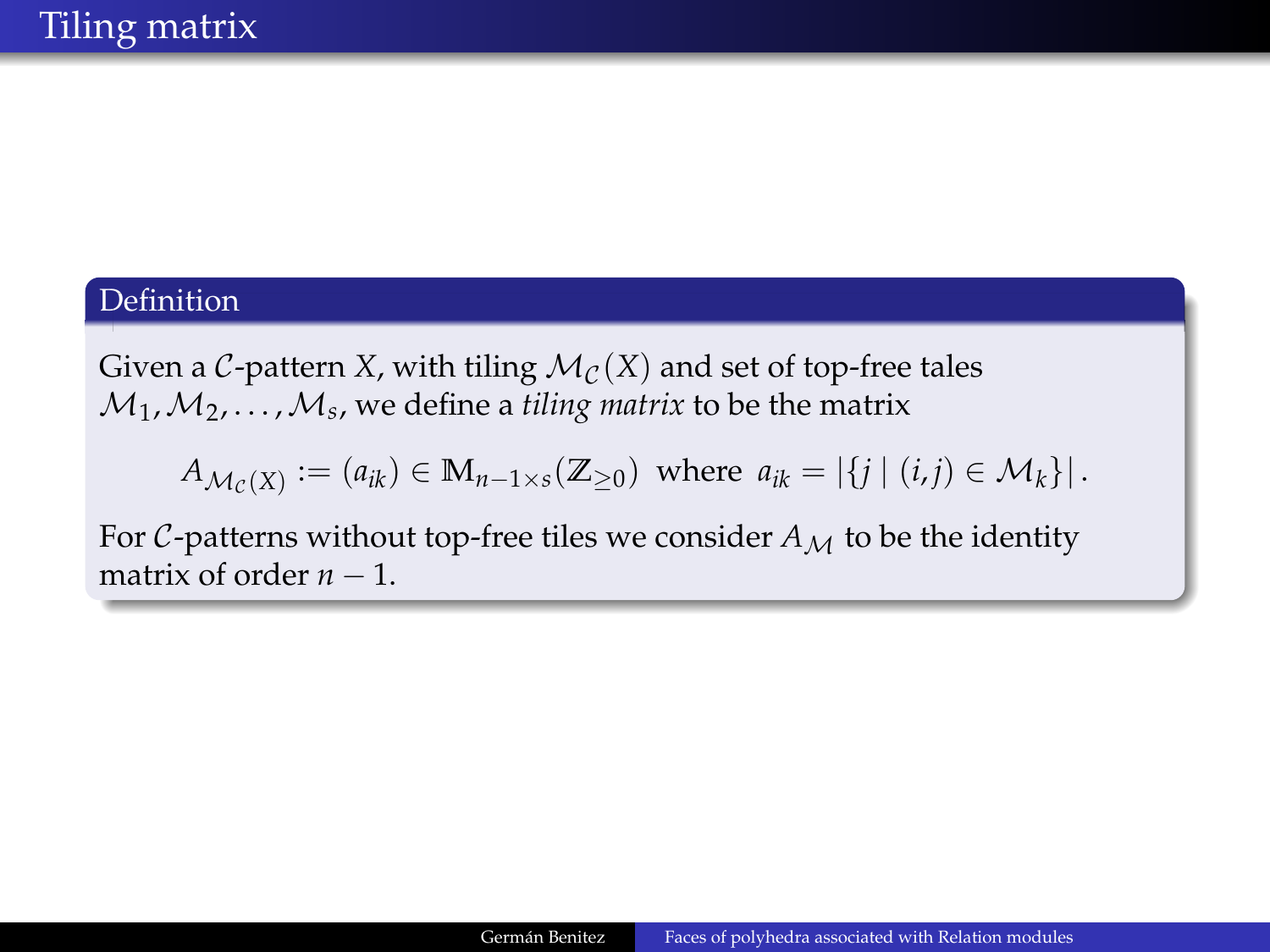# Tiling matrix

**Definition**

Given a $\mathcal{C}$-pattern $X$, with tiling $\mathcal{M}_{\mathcal{C}}(X)$ and set of top-free tales $\mathcal{M}_1, \mathcal{M}_2, \ldots, \mathcal{M}_s$, we define a *tiling matrix* to be the matrix

$$A_{\mathcal{M}_{\mathcal{C}}(X)} := (a_{ik}) \in \mathbb{M}_{n-1\times s}(\mathbb{Z}_{\geq 0}) \text{ where } a_{ik} = \left|\{j \mid (i,j) \in \mathcal{M}_k\}\right|.$$

For $\mathcal{C}$-patterns without top-free tiles we consider $A_{\mathcal{M}}$ to be the identity matrix of order $n-1$.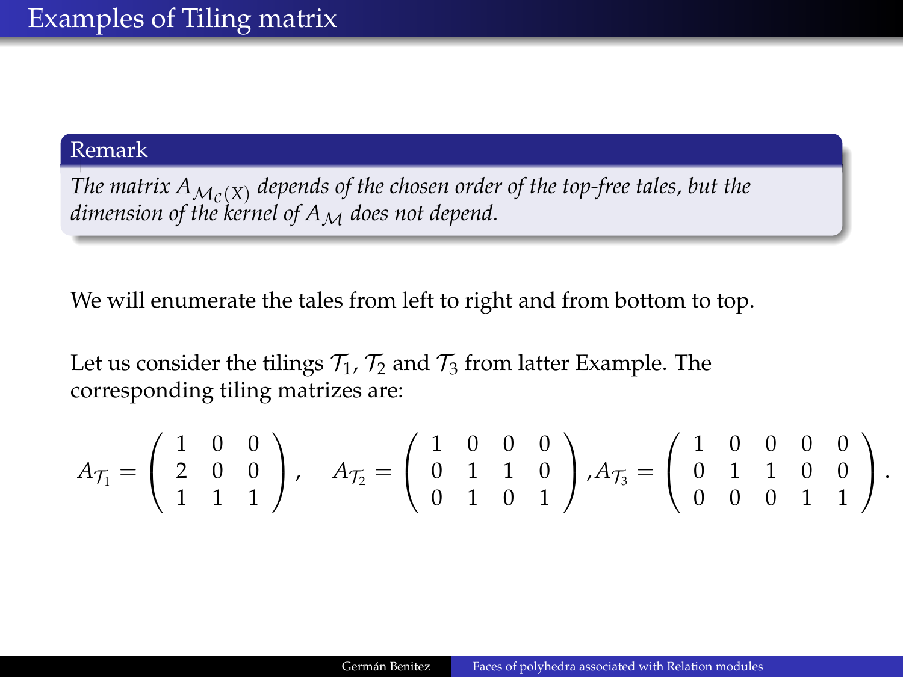# Examples of Tiling matrix

**Remark**

*The matrix $A_{\mathcal{M}_{\mathcal{C}}(X)}$ depends of the chosen order of the top-free tales, but the dimension of the kernel of $A_{\mathcal{M}}$ does not depend.*

We will enumerate the tales from left to right and from bottom to top.

Let us consider the tilings $\mathcal{T}_1$, $\mathcal{T}_2$ and $\mathcal{T}_3$ from latter Example. The corresponding tiling matrizes are:

$$A_{\mathcal{T}_1} = \begin{pmatrix} 1 & 0 & 0 \\ 2 & 0 & 0 \\ 1 & 1 & 1 \end{pmatrix}, \quad A_{\mathcal{T}_2} = \begin{pmatrix} 1 & 0 & 0 & 0 \\ 0 & 1 & 1 & 0 \\ 0 & 1 & 0 & 1 \end{pmatrix}, A_{\mathcal{T}_3} = \begin{pmatrix} 1 & 0 & 0 & 0 & 0 \\ 0 & 1 & 1 & 0 & 0 \\ 0 & 0 & 0 & 1 & 1 \end{pmatrix}.$$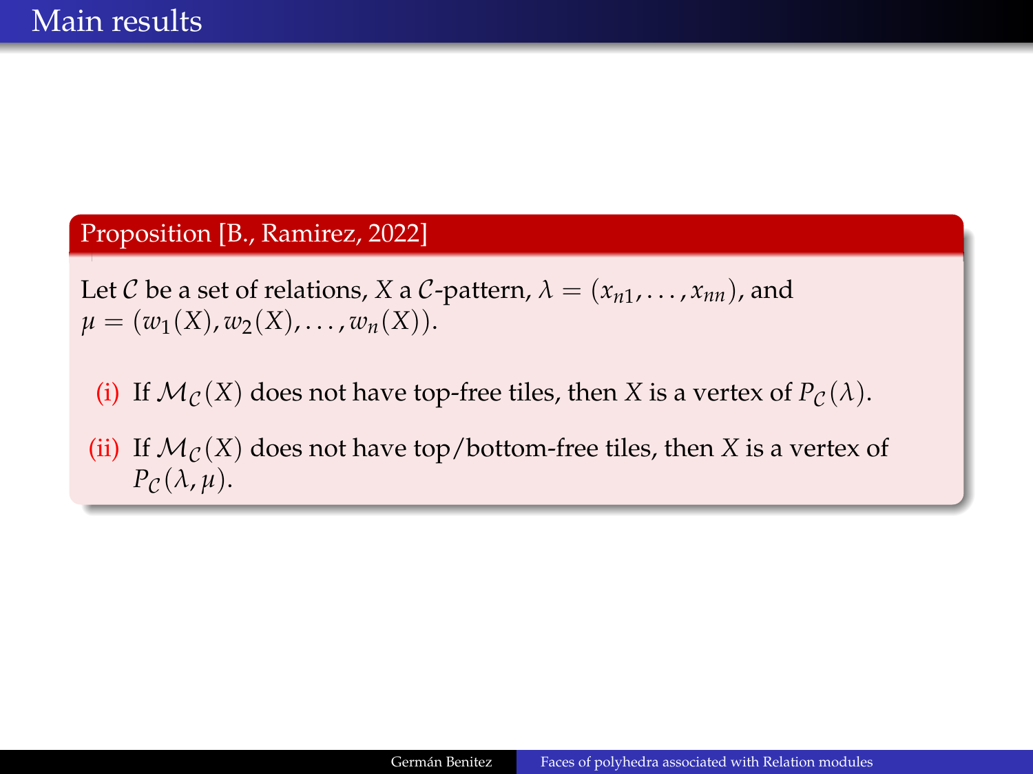# Main results

**Proposition [B., Ramirez, 2022]**

Let $\mathcal{C}$ be a set of relations, $X$ a $\mathcal{C}$-pattern, $\lambda = (x_{n1}, \ldots, x_{nn})$, and $\mu = (w_1(X), w_2(X), \ldots, w_n(X))$.

(i) If $\mathcal{M}_{\mathcal{C}}(X)$ does not have top-free tiles, then $X$ is a vertex of $P_{\mathcal{C}}(\lambda)$.

(ii) If $\mathcal{M}_{\mathcal{C}}(X)$ does not have top/bottom-free tiles, then $X$ is a vertex of $P_{\mathcal{C}}(\lambda, \mu)$.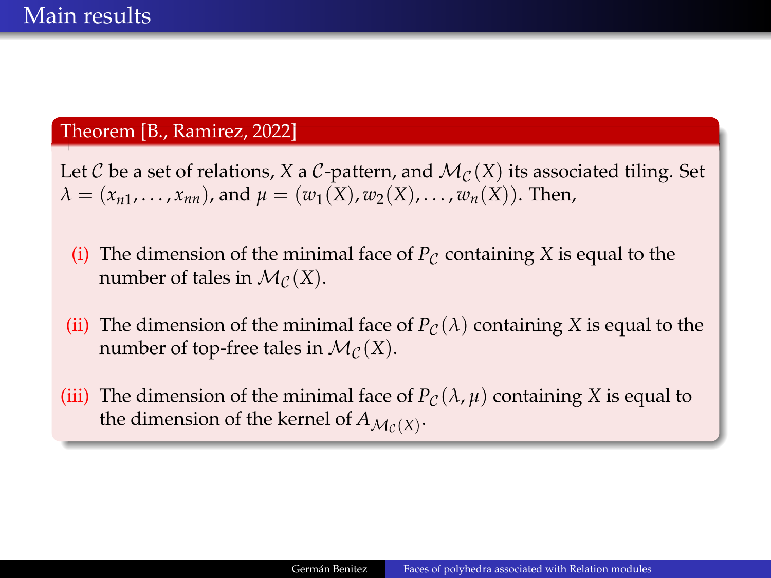# Main results

**Theorem [B., Ramirez, 2022]**

Let $\mathcal{C}$ be a set of relations, $X$ a $\mathcal{C}$-pattern, and $\mathcal{M}_{\mathcal{C}}(X)$ its associated tiling. Set $\lambda = (x_{n1}, \ldots, x_{nn})$, and $\mu = (w_1(X), w_2(X), \ldots, w_n(X))$. Then,

(i) The dimension of the minimal face of $P_{\mathcal{C}}$ containing $X$ is equal to the number of tales in $\mathcal{M}_{\mathcal{C}}(X)$.

(ii) The dimension of the minimal face of $P_{\mathcal{C}}(\lambda)$ containing $X$ is equal to the number of top-free tales in $\mathcal{M}_{\mathcal{C}}(X)$.

(iii) The dimension of the minimal face of $P_{\mathcal{C}}(\lambda, \mu)$ containing $X$ is equal to the dimension of the kernel of $A_{\mathcal{M}_{\mathcal{C}}(X)}$.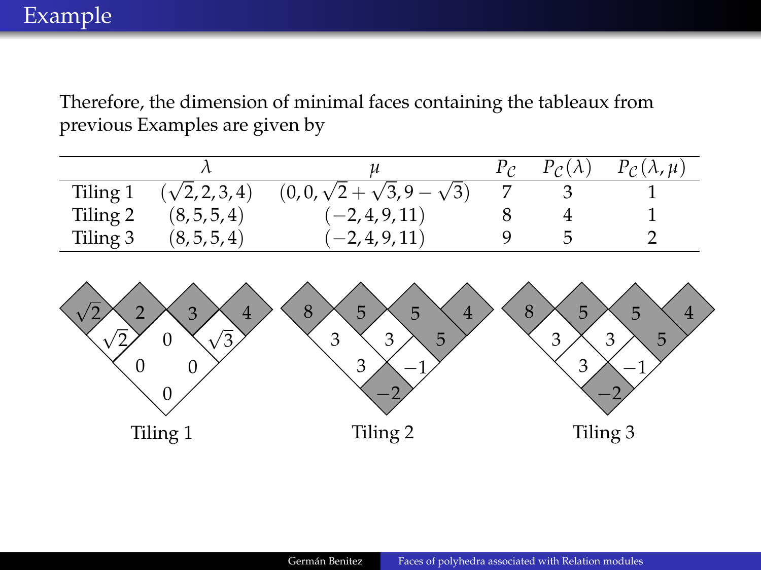## Example

Therefore, the dimension of minimal faces containing the tableaux from previous Examples are given by

| | $\lambda$ | $\mu$ | $P_{\mathcal{C}}$ | $P_{\mathcal{C}}(\lambda)$ | $P_{\mathcal{C}}(\lambda,\mu)$ |
|---|---|---|---|---|---|
| Tiling 1 | $(\sqrt{2},2,3,4)$ | $(0,0,\sqrt{2}+\sqrt{3},9-\sqrt{3})$ | 7 | 3 | 1 |
| Tiling 2 | $(8,5,5,4)$ | $(-2,4,9,11)$ | 8 | 4 | 1 |
| Tiling 3 | $(8,5,5,4)$ | $(-2,4,9,11)$ | 9 | 5 | 2 |

Tiling 1 Tiling 2 Tiling 3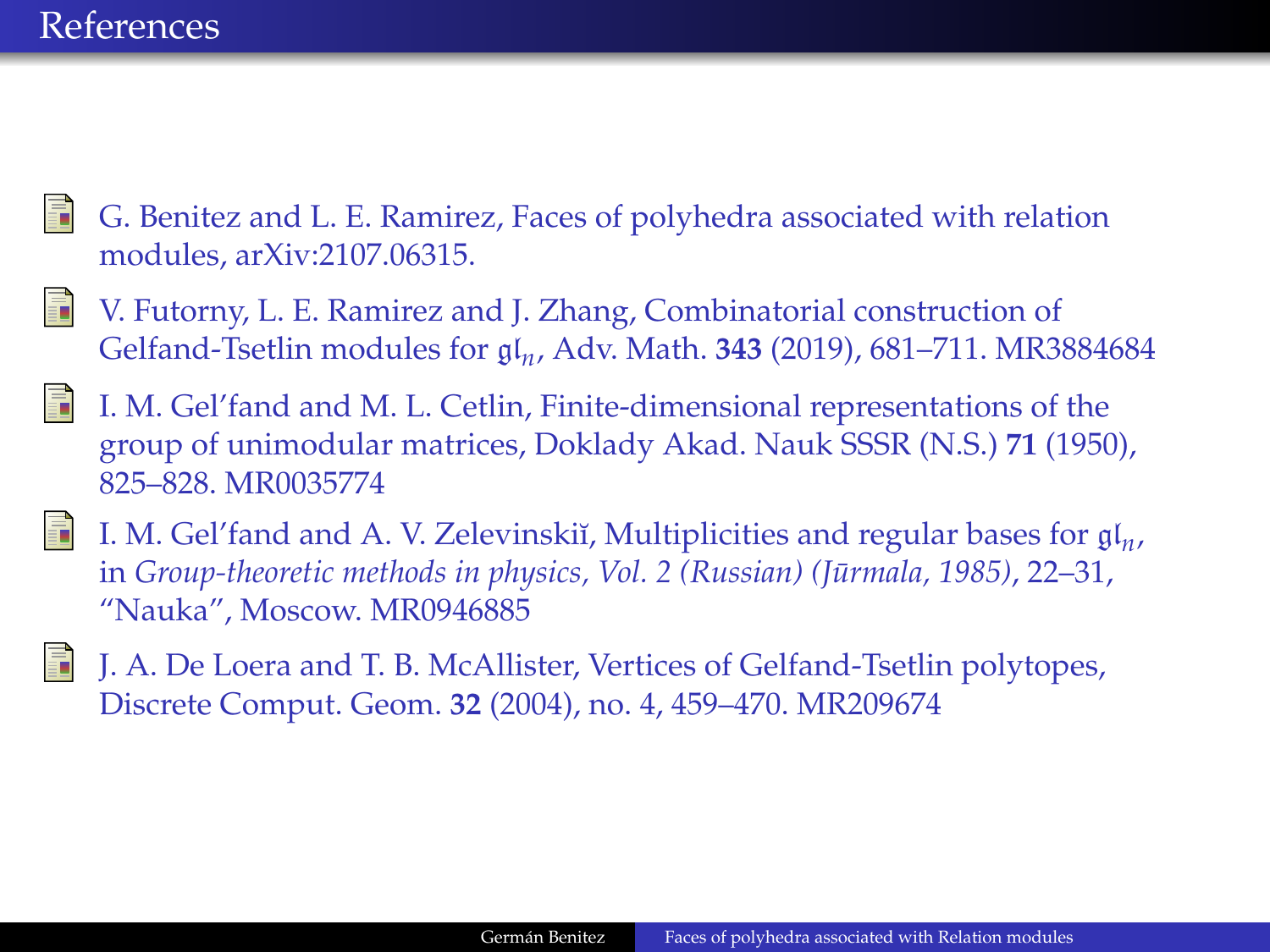# References

- G. Benitez and L. E. Ramirez, Faces of polyhedra associated with relation modules, arXiv:2107.06315.
- V. Futorny, L. E. Ramirez and J. Zhang, Combinatorial construction of Gelfand-Tsetlin modules for $\mathfrak{gl}_n$, Adv. Math. **343** (2019), 681–711. MR3884684
- I. M. Gel′fand and M. L. Cetlin, Finite-dimensional representations of the group of unimodular matrices, Doklady Akad. Nauk SSSR (N.S.) **71** (1950), 825–828. MR0035774
- I. M. Gel′fand and A. V. Zelevinskiĭ, Multiplicities and regular bases for $\mathfrak{gl}_n$, in *Group-theoretic methods in physics, Vol. 2 (Russian) (Jūrmala, 1985)*, 22–31, "Nauka", Moscow. MR0946885
- J. A. De Loera and T. B. McAllister, Vertices of Gelfand-Tsetlin polytopes, Discrete Comput. Geom. **32** (2004), no. 4, 459–470. MR209674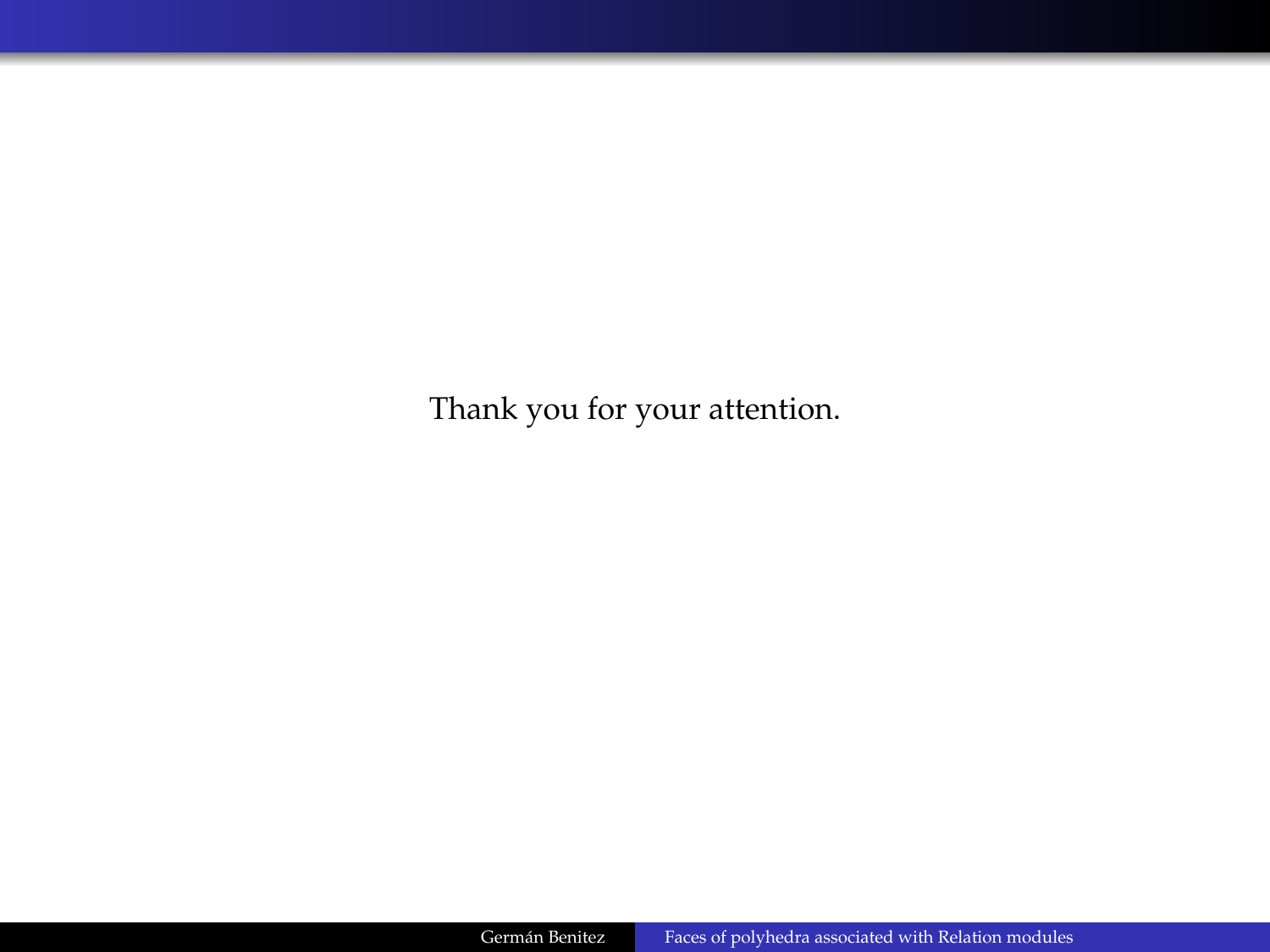Thank you for your attention.